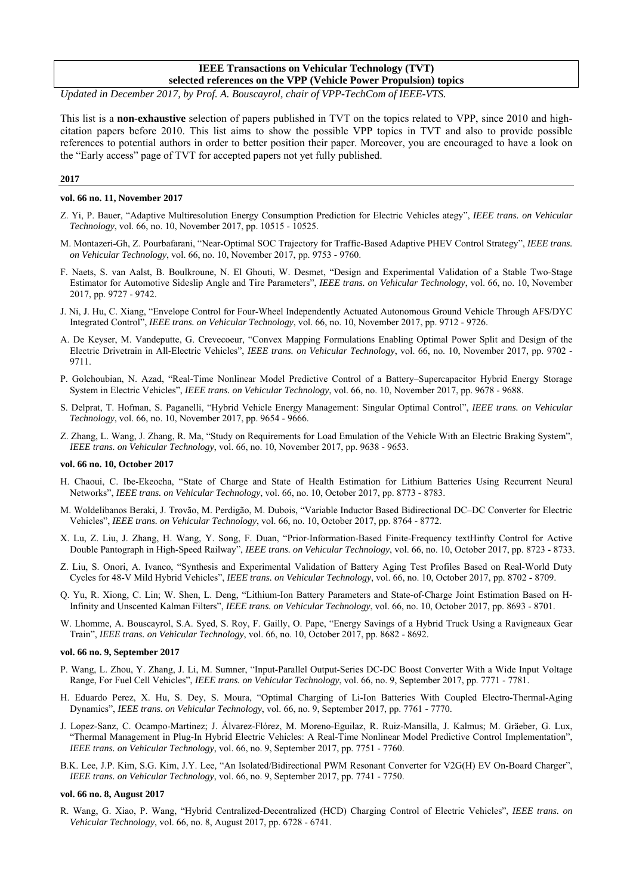**IEEE Transactions on Vehicular Technology (TVT)**
**selected references on the VPP (Vehicle Power Propulsion) topics**

*Updated in December 2017, by Prof. A. Bouscayrol, chair of VPP-TechCom of IEEE-VTS.*

This list is a **non-exhaustive** selection of papers published in TVT on the topics related to VPP, since 2010 and high-citation papers before 2010. This list aims to show the possible VPP topics in TVT and also to provide possible references to potential authors in order to better position their paper. Moreover, you are encouraged to have a look on the "Early access" page of TVT for accepted papers not yet fully published.

## 2017

### vol. 66 no. 11, November 2017

- Z. Yi, P. Bauer, "Adaptive Multiresolution Energy Consumption Prediction for Electric Vehicles ategy", *IEEE trans. on Vehicular Technology*, vol. 66, no. 10, November 2017, pp. 10515 - 10525.
- M. Montazeri-Gh, Z. Pourbafarani, "Near-Optimal SOC Trajectory for Traffic-Based Adaptive PHEV Control Strategy", *IEEE trans. on Vehicular Technology*, vol. 66, no. 10, November 2017, pp. 9753 - 9760.
- F. Naets, S. van Aalst, B. Boulkroune, N. El Ghouti, W. Desmet, "Design and Experimental Validation of a Stable Two-Stage Estimator for Automotive Sideslip Angle and Tire Parameters", *IEEE trans. on Vehicular Technology*, vol. 66, no. 10, November 2017, pp. 9727 - 9742.
- J. Ni, J. Hu, C. Xiang, "Envelope Control for Four-Wheel Independently Actuated Autonomous Ground Vehicle Through AFS/DYC Integrated Control", *IEEE trans. on Vehicular Technology*, vol. 66, no. 10, November 2017, pp. 9712 - 9726.
- A. De Keyser, M. Vandeputte, G. Crevecoeur, "Convex Mapping Formulations Enabling Optimal Power Split and Design of the Electric Drivetrain in All-Electric Vehicles", *IEEE trans. on Vehicular Technology*, vol. 66, no. 10, November 2017, pp. 9702 - 9711.
- P. Golchoubian, N. Azad, "Real-Time Nonlinear Model Predictive Control of a Battery–Supercapacitor Hybrid Energy Storage System in Electric Vehicles", *IEEE trans. on Vehicular Technology*, vol. 66, no. 10, November 2017, pp. 9678 - 9688.
- S. Delprat, T. Hofman, S. Paganelli, "Hybrid Vehicle Energy Management: Singular Optimal Control", *IEEE trans. on Vehicular Technology*, vol. 66, no. 10, November 2017, pp. 9654 - 9666.
- Z. Zhang, L. Wang, J. Zhang, R. Ma, "Study on Requirements for Load Emulation of the Vehicle With an Electric Braking System", *IEEE trans. on Vehicular Technology*, vol. 66, no. 10, November 2017, pp. 9638 - 9653.

### vol. 66 no. 10, October 2017

- H. Chaoui, C. Ibe-Ekeocha, "State of Charge and State of Health Estimation for Lithium Batteries Using Recurrent Neural Networks", *IEEE trans. on Vehicular Technology*, vol. 66, no. 10, October 2017, pp. 8773 - 8783.
- M. Woldelibanos Beraki, J. Trovão, M. Perdigão, M. Dubois, "Variable Inductor Based Bidirectional DC–DC Converter for Electric Vehicles", *IEEE trans. on Vehicular Technology*, vol. 66, no. 10, October 2017, pp. 8764 - 8772.
- X. Lu, Z. Liu, J. Zhang, H. Wang, Y. Song, F. Duan, "Prior-Information-Based Finite-Frequency textHinfty Control for Active Double Pantograph in High-Speed Railway", *IEEE trans. on Vehicular Technology*, vol. 66, no. 10, October 2017, pp. 8723 - 8733.
- Z. Liu, S. Onori, A. Ivanco, "Synthesis and Experimental Validation of Battery Aging Test Profiles Based on Real-World Duty Cycles for 48-V Mild Hybrid Vehicles", *IEEE trans. on Vehicular Technology*, vol. 66, no. 10, October 2017, pp. 8702 - 8709.
- Q. Yu, R. Xiong, C. Lin; W. Shen, L. Deng, "Lithium-Ion Battery Parameters and State-of-Charge Joint Estimation Based on H-Infinity and Unscented Kalman Filters", *IEEE trans. on Vehicular Technology*, vol. 66, no. 10, October 2017, pp. 8693 - 8701.
- W. Lhomme, A. Bouscayrol, S.A. Syed, S. Roy, F. Gailly, O. Pape, "Energy Savings of a Hybrid Truck Using a Ravigneaux Gear Train", *IEEE trans. on Vehicular Technology*, vol. 66, no. 10, October 2017, pp. 8682 - 8692.

### vol. 66 no. 9, September 2017

- P. Wang, L. Zhou, Y. Zhang, J. Li, M. Sumner, "Input-Parallel Output-Series DC-DC Boost Converter With a Wide Input Voltage Range, For Fuel Cell Vehicles", *IEEE trans. on Vehicular Technology*, vol. 66, no. 9, September 2017, pp. 7771 - 7781.
- H. Eduardo Perez, X. Hu, S. Dey, S. Moura, "Optimal Charging of Li-Ion Batteries With Coupled Electro-Thermal-Aging Dynamics", *IEEE trans. on Vehicular Technology*, vol. 66, no. 9, September 2017, pp. 7761 - 7770.
- J. Lopez-Sanz, C. Ocampo-Martinez; J. Álvarez-Flórez, M. Moreno-Eguilaz, R. Ruiz-Mansilla, J. Kalmus; M. Gräeber, G. Lux, "Thermal Management in Plug-In Hybrid Electric Vehicles: A Real-Time Nonlinear Model Predictive Control Implementation", *IEEE trans. on Vehicular Technology*, vol. 66, no. 9, September 2017, pp. 7751 - 7760.
- B.K. Lee, J.P. Kim, S.G. Kim, J.Y. Lee, "An Isolated/Bidirectional PWM Resonant Converter for V2G(H) EV On-Board Charger", *IEEE trans. on Vehicular Technology*, vol. 66, no. 9, September 2017, pp. 7741 - 7750.

### vol. 66 no. 8, August 2017

- R. Wang, G. Xiao, P. Wang, "Hybrid Centralized-Decentralized (HCD) Charging Control of Electric Vehicles", *IEEE trans. on Vehicular Technology*, vol. 66, no. 8, August 2017, pp. 6728 - 6741.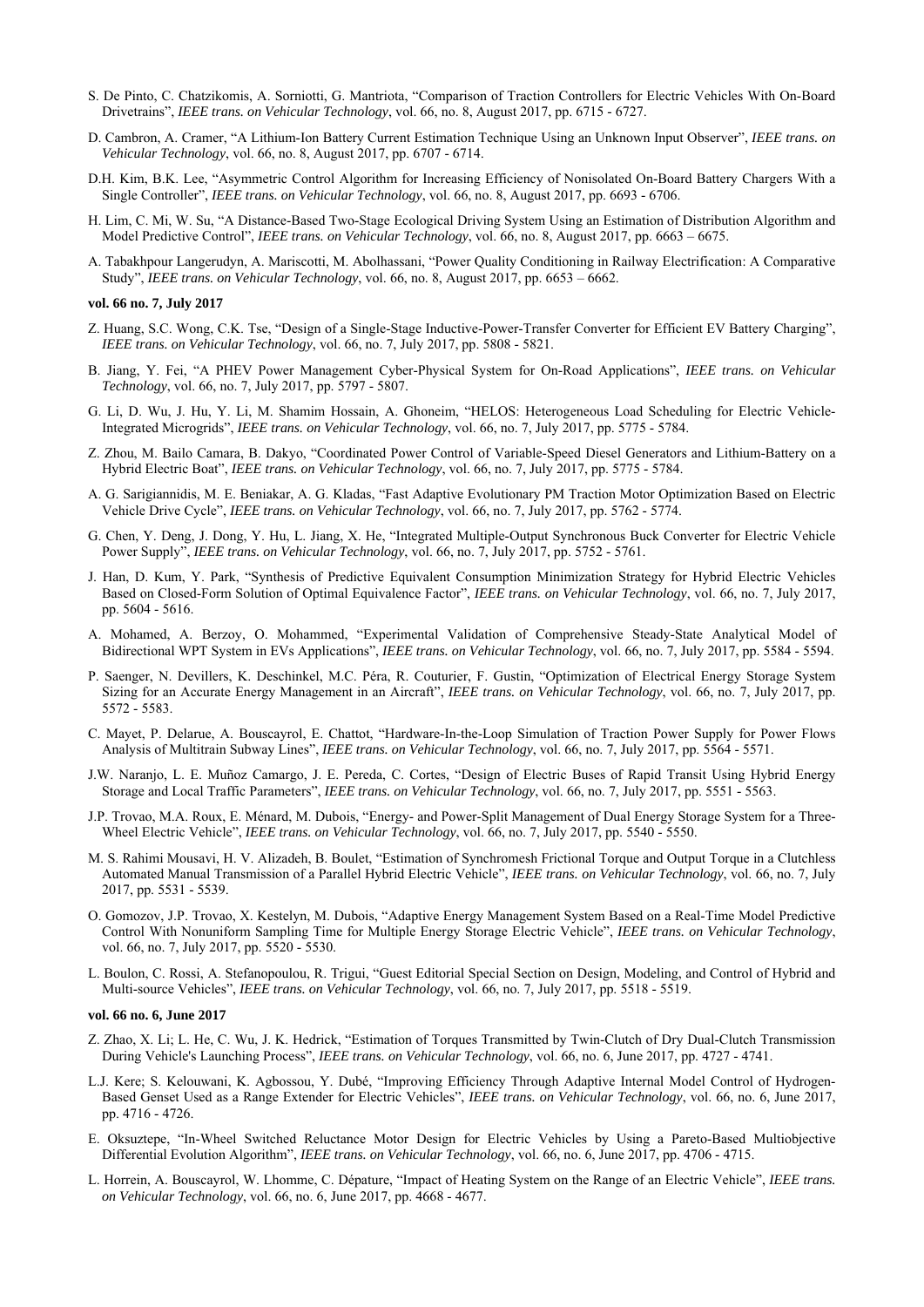S. De Pinto, C. Chatzikomis, A. Sorniotti, G. Mantriota, “Comparison of Traction Controllers for Electric Vehicles With On-Board Drivetrains”, *IEEE trans. on Vehicular Technology*, vol. 66, no. 8, August 2017, pp. 6715 - 6727.

D. Cambron, A. Cramer, “A Lithium-Ion Battery Current Estimation Technique Using an Unknown Input Observer”, *IEEE trans. on Vehicular Technology*, vol. 66, no. 8, August 2017, pp. 6707 - 6714.

D.H. Kim, B.K. Lee, “Asymmetric Control Algorithm for Increasing Efficiency of Nonisolated On-Board Battery Chargers With a Single Controller”, *IEEE trans. on Vehicular Technology*, vol. 66, no. 8, August 2017, pp. 6693 - 6706.

H. Lim, C. Mi, W. Su, “A Distance-Based Two-Stage Ecological Driving System Using an Estimation of Distribution Algorithm and Model Predictive Control”, *IEEE trans. on Vehicular Technology*, vol. 66, no. 8, August 2017, pp. 6663 – 6675.

A. Tabakhpour Langerudyn, A. Mariscotti, M. Abolhassani, “Power Quality Conditioning in Railway Electrification: A Comparative Study”, *IEEE trans. on Vehicular Technology*, vol. 66, no. 8, August 2017, pp. 6653 – 6662.

**vol. 66 no. 7, July 2017**

Z. Huang, S.C. Wong, C.K. Tse, “Design of a Single-Stage Inductive-Power-Transfer Converter for Efficient EV Battery Charging”, *IEEE trans. on Vehicular Technology*, vol. 66, no. 7, July 2017, pp. 5808 - 5821.

B. Jiang, Y. Fei, “A PHEV Power Management Cyber-Physical System for On-Road Applications”, *IEEE trans. on Vehicular Technology*, vol. 66, no. 7, July 2017, pp. 5797 - 5807.

G. Li, D. Wu, J. Hu, Y. Li, M. Shamim Hossain, A. Ghoneim, “HELOS: Heterogeneous Load Scheduling for Electric Vehicle-Integrated Microgrids”, *IEEE trans. on Vehicular Technology*, vol. 66, no. 7, July 2017, pp. 5775 - 5784.

Z. Zhou, M. Bailo Camara, B. Dakyo, “Coordinated Power Control of Variable-Speed Diesel Generators and Lithium-Battery on a Hybrid Electric Boat”, *IEEE trans. on Vehicular Technology*, vol. 66, no. 7, July 2017, pp. 5775 - 5784.

A. G. Sarigiannidis, M. E. Beniakar, A. G. Kladas, “Fast Adaptive Evolutionary PM Traction Motor Optimization Based on Electric Vehicle Drive Cycle”, *IEEE trans. on Vehicular Technology*, vol. 66, no. 7, July 2017, pp. 5762 - 5774.

G. Chen, Y. Deng, J. Dong, Y. Hu, L. Jiang, X. He, “Integrated Multiple-Output Synchronous Buck Converter for Electric Vehicle Power Supply”, *IEEE trans. on Vehicular Technology*, vol. 66, no. 7, July 2017, pp. 5752 - 5761.

J. Han, D. Kum, Y. Park, “Synthesis of Predictive Equivalent Consumption Minimization Strategy for Hybrid Electric Vehicles Based on Closed-Form Solution of Optimal Equivalence Factor”, *IEEE trans. on Vehicular Technology*, vol. 66, no. 7, July 2017, pp. 5604 - 5616.

A. Mohamed, A. Berzoy, O. Mohammed, “Experimental Validation of Comprehensive Steady-State Analytical Model of Bidirectional WPT System in EVs Applications”, *IEEE trans. on Vehicular Technology*, vol. 66, no. 7, July 2017, pp. 5584 - 5594.

P. Saenger, N. Devillers, K. Deschinkel, M.C. Péra, R. Couturier, F. Gustin, “Optimization of Electrical Energy Storage System Sizing for an Accurate Energy Management in an Aircraft”, *IEEE trans. on Vehicular Technology*, vol. 66, no. 7, July 2017, pp. 5572 - 5583.

C. Mayet, P. Delarue, A. Bouscayrol, E. Chattot, “Hardware-In-the-Loop Simulation of Traction Power Supply for Power Flows Analysis of Multitrain Subway Lines”, *IEEE trans. on Vehicular Technology*, vol. 66, no. 7, July 2017, pp. 5564 - 5571.

J.W. Naranjo, L. E. Muñoz Camargo, J. E. Pereda, C. Cortes, “Design of Electric Buses of Rapid Transit Using Hybrid Energy Storage and Local Traffic Parameters”, *IEEE trans. on Vehicular Technology*, vol. 66, no. 7, July 2017, pp. 5551 - 5563.

J.P. Trovao, M.A. Roux, E. Ménard, M. Dubois, “Energy- and Power-Split Management of Dual Energy Storage System for a Three-Wheel Electric Vehicle”, *IEEE trans. on Vehicular Technology*, vol. 66, no. 7, July 2017, pp. 5540 - 5550.

M. S. Rahimi Mousavi, H. V. Alizadeh, B. Boulet, “Estimation of Synchromesh Frictional Torque and Output Torque in a Clutchless Automated Manual Transmission of a Parallel Hybrid Electric Vehicle”, *IEEE trans. on Vehicular Technology*, vol. 66, no. 7, July 2017, pp. 5531 - 5539.

O. Gomozov, J.P. Trovao, X. Kestelyn, M. Dubois, “Adaptive Energy Management System Based on a Real-Time Model Predictive Control With Nonuniform Sampling Time for Multiple Energy Storage Electric Vehicle”, *IEEE trans. on Vehicular Technology*, vol. 66, no. 7, July 2017, pp. 5520 - 5530.

L. Boulon, C. Rossi, A. Stefanopoulou, R. Trigui, “Guest Editorial Special Section on Design, Modeling, and Control of Hybrid and Multi-source Vehicles”, *IEEE trans. on Vehicular Technology*, vol. 66, no. 7, July 2017, pp. 5518 - 5519.

**vol. 66 no. 6, June 2017**

Z. Zhao, X. Li; L. He, C. Wu, J. K. Hedrick, “Estimation of Torques Transmitted by Twin-Clutch of Dry Dual-Clutch Transmission During Vehicle's Launching Process”, *IEEE trans. on Vehicular Technology*, vol. 66, no. 6, June 2017, pp. 4727 - 4741.

L.J. Kere; S. Kelouwani, K. Agbossou, Y. Dubé, “Improving Efficiency Through Adaptive Internal Model Control of Hydrogen-Based Genset Used as a Range Extender for Electric Vehicles”, *IEEE trans. on Vehicular Technology*, vol. 66, no. 6, June 2017, pp. 4716 - 4726.

E. Oksuztepe, “In-Wheel Switched Reluctance Motor Design for Electric Vehicles by Using a Pareto-Based Multiobjective Differential Evolution Algorithm”, *IEEE trans. on Vehicular Technology*, vol. 66, no. 6, June 2017, pp. 4706 - 4715.

L. Horrein, A. Bouscayrol, W. Lhomme, C. Dépature, “Impact of Heating System on the Range of an Electric Vehicle”, *IEEE trans. on Vehicular Technology*, vol. 66, no. 6, June 2017, pp. 4668 - 4677.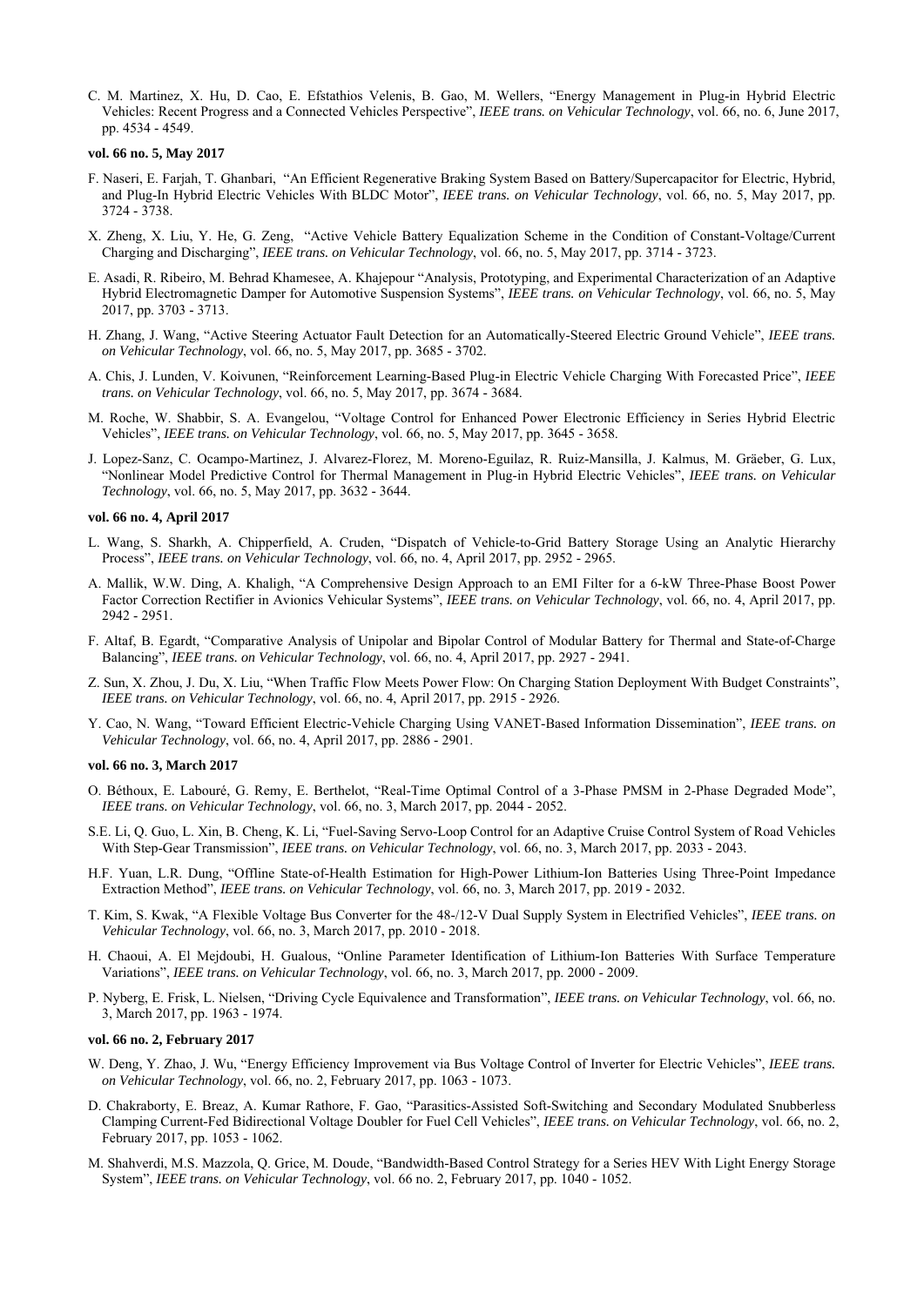C. M. Martinez, X. Hu, D. Cao, E. Efstathios Velenis, B. Gao, M. Wellers, "Energy Management in Plug-in Hybrid Electric Vehicles: Recent Progress and a Connected Vehicles Perspective", *IEEE trans. on Vehicular Technology*, vol. 66, no. 6, June 2017, pp. 4534 - 4549.

**vol. 66 no. 5, May 2017**

F. Naseri, E. Farjah, T. Ghanbari, "An Efficient Regenerative Braking System Based on Battery/Supercapacitor for Electric, Hybrid, and Plug-In Hybrid Electric Vehicles With BLDC Motor", *IEEE trans. on Vehicular Technology*, vol. 66, no. 5, May 2017, pp. 3724 - 3738.

X. Zheng, X. Liu, Y. He, G. Zeng, "Active Vehicle Battery Equalization Scheme in the Condition of Constant-Voltage/Current Charging and Discharging", *IEEE trans. on Vehicular Technology*, vol. 66, no. 5, May 2017, pp. 3714 - 3723.

E. Asadi, R. Ribeiro, M. Behrad Khamesee, A. Khajepour "Analysis, Prototyping, and Experimental Characterization of an Adaptive Hybrid Electromagnetic Damper for Automotive Suspension Systems", *IEEE trans. on Vehicular Technology*, vol. 66, no. 5, May 2017, pp. 3703 - 3713.

H. Zhang, J. Wang, "Active Steering Actuator Fault Detection for an Automatically-Steered Electric Ground Vehicle", *IEEE trans. on Vehicular Technology*, vol. 66, no. 5, May 2017, pp. 3685 - 3702.

A. Chis, J. Lunden, V. Koivunen, "Reinforcement Learning-Based Plug-in Electric Vehicle Charging With Forecasted Price", *IEEE trans. on Vehicular Technology*, vol. 66, no. 5, May 2017, pp. 3674 - 3684.

M. Roche, W. Shabbir, S. A. Evangelou, "Voltage Control for Enhanced Power Electronic Efficiency in Series Hybrid Electric Vehicles", *IEEE trans. on Vehicular Technology*, vol. 66, no. 5, May 2017, pp. 3645 - 3658.

J. Lopez-Sanz, C. Ocampo-Martinez, J. Alvarez-Florez, M. Moreno-Eguilaz, R. Ruiz-Mansilla, J. Kalmus, M. Gräeber, G. Lux, "Nonlinear Model Predictive Control for Thermal Management in Plug-in Hybrid Electric Vehicles", *IEEE trans. on Vehicular Technology*, vol. 66, no. 5, May 2017, pp. 3632 - 3644.

**vol. 66 no. 4, April 2017**

L. Wang, S. Sharkh, A. Chipperfield, A. Cruden, "Dispatch of Vehicle-to-Grid Battery Storage Using an Analytic Hierarchy Process", *IEEE trans. on Vehicular Technology*, vol. 66, no. 4, April 2017, pp. 2952 - 2965.

A. Mallik, W.W. Ding, A. Khaligh, "A Comprehensive Design Approach to an EMI Filter for a 6-kW Three-Phase Boost Power Factor Correction Rectifier in Avionics Vehicular Systems", *IEEE trans. on Vehicular Technology*, vol. 66, no. 4, April 2017, pp. 2942 - 2951.

F. Altaf, B. Egardt, "Comparative Analysis of Unipolar and Bipolar Control of Modular Battery for Thermal and State-of-Charge Balancing", *IEEE trans. on Vehicular Technology*, vol. 66, no. 4, April 2017, pp. 2927 - 2941.

Z. Sun, X. Zhou, J. Du, X. Liu, "When Traffic Flow Meets Power Flow: On Charging Station Deployment With Budget Constraints", *IEEE trans. on Vehicular Technology*, vol. 66, no. 4, April 2017, pp. 2915 - 2926.

Y. Cao, N. Wang, "Toward Efficient Electric-Vehicle Charging Using VANET-Based Information Dissemination", *IEEE trans. on Vehicular Technology*, vol. 66, no. 4, April 2017, pp. 2886 - 2901.

**vol. 66 no. 3, March 2017**

O. Béthoux, E. Labouré, G. Remy, E. Berthelot, "Real-Time Optimal Control of a 3-Phase PMSM in 2-Phase Degraded Mode", *IEEE trans. on Vehicular Technology*, vol. 66, no. 3, March 2017, pp. 2044 - 2052.

S.E. Li, Q. Guo, L. Xin, B. Cheng, K. Li, "Fuel-Saving Servo-Loop Control for an Adaptive Cruise Control System of Road Vehicles With Step-Gear Transmission", *IEEE trans. on Vehicular Technology*, vol. 66, no. 3, March 2017, pp. 2033 - 2043.

H.F. Yuan, L.R. Dung, "Offline State-of-Health Estimation for High-Power Lithium-Ion Batteries Using Three-Point Impedance Extraction Method", *IEEE trans. on Vehicular Technology*, vol. 66, no. 3, March 2017, pp. 2019 - 2032.

T. Kim, S. Kwak, "A Flexible Voltage Bus Converter for the 48-/12-V Dual Supply System in Electrified Vehicles", *IEEE trans. on Vehicular Technology*, vol. 66, no. 3, March 2017, pp. 2010 - 2018.

H. Chaoui, A. El Mejdoubi, H. Gualous, "Online Parameter Identification of Lithium-Ion Batteries With Surface Temperature Variations", *IEEE trans. on Vehicular Technology*, vol. 66, no. 3, March 2017, pp. 2000 - 2009.

P. Nyberg, E. Frisk, L. Nielsen, "Driving Cycle Equivalence and Transformation", *IEEE trans. on Vehicular Technology*, vol. 66, no. 3, March 2017, pp. 1963 - 1974.

**vol. 66 no. 2, February 2017**

W. Deng, Y. Zhao, J. Wu, "Energy Efficiency Improvement via Bus Voltage Control of Inverter for Electric Vehicles", *IEEE trans. on Vehicular Technology*, vol. 66, no. 2, February 2017, pp. 1063 - 1073.

D. Chakraborty, E. Breaz, A. Kumar Rathore, F. Gao, "Parasitics-Assisted Soft-Switching and Secondary Modulated Snubberless Clamping Current-Fed Bidirectional Voltage Doubler for Fuel Cell Vehicles", *IEEE trans. on Vehicular Technology*, vol. 66, no. 2, February 2017, pp. 1053 - 1062.

M. Shahverdi, M.S. Mazzola, Q. Grice, M. Doude, "Bandwidth-Based Control Strategy for a Series HEV With Light Energy Storage System", *IEEE trans. on Vehicular Technology*, vol. 66 no. 2, February 2017, pp. 1040 - 1052.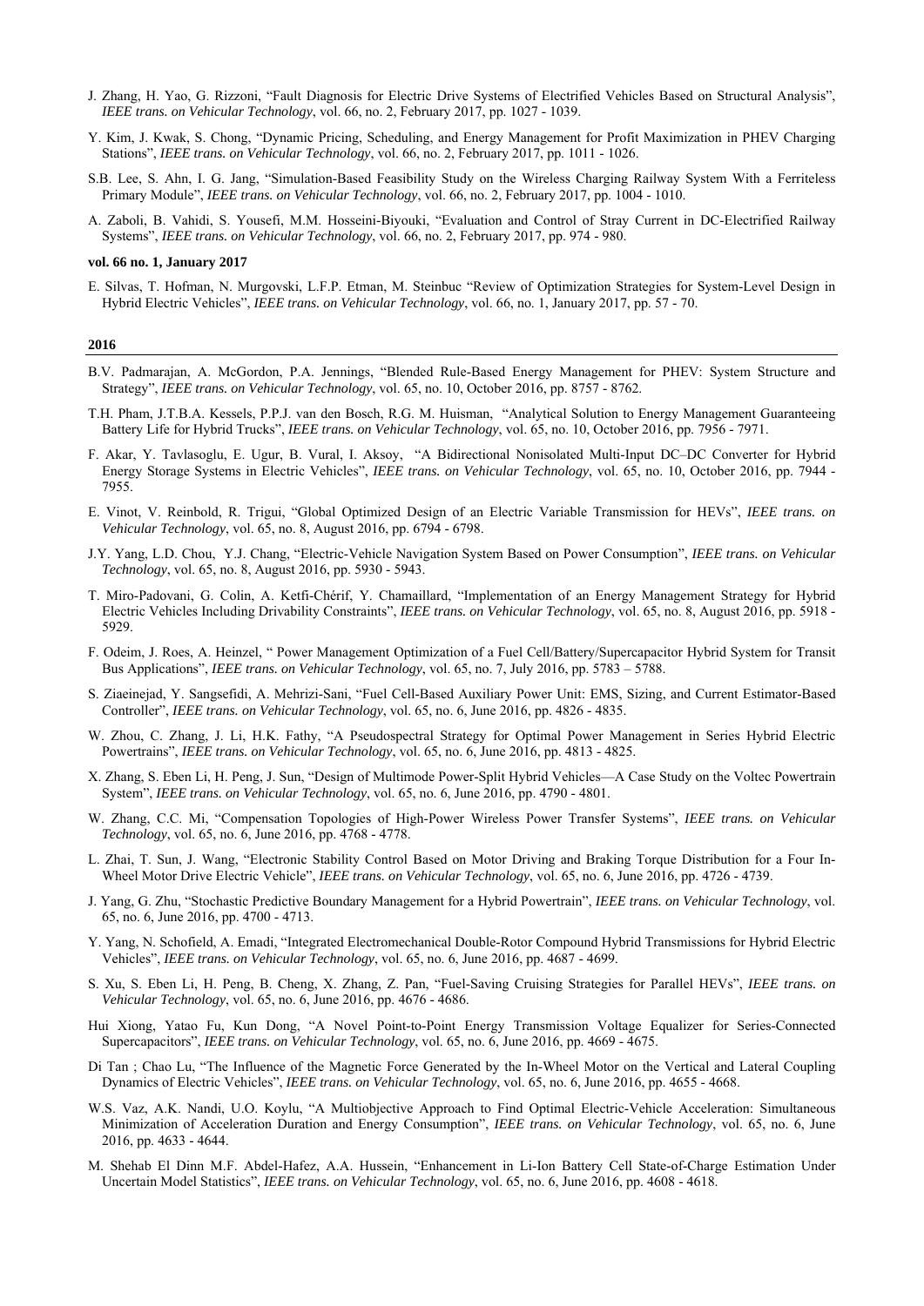J. Zhang, H. Yao, G. Rizzoni, "Fault Diagnosis for Electric Drive Systems of Electrified Vehicles Based on Structural Analysis", *IEEE trans. on Vehicular Technology*, vol. 66, no. 2, February 2017, pp. 1027 - 1039.

Y. Kim, J. Kwak, S. Chong, "Dynamic Pricing, Scheduling, and Energy Management for Profit Maximization in PHEV Charging Stations", *IEEE trans. on Vehicular Technology*, vol. 66, no. 2, February 2017, pp. 1011 - 1026.

S.B. Lee, S. Ahn, I. G. Jang, "Simulation-Based Feasibility Study on the Wireless Charging Railway System With a Ferriteless Primary Module", *IEEE trans. on Vehicular Technology*, vol. 66, no. 2, February 2017, pp. 1004 - 1010.

A. Zaboli, B. Vahidi, S. Yousefi, M.M. Hosseini-Biyouki, "Evaluation and Control of Stray Current in DC-Electrified Railway Systems", *IEEE trans. on Vehicular Technology*, vol. 66, no. 2, February 2017, pp. 974 - 980.

**vol. 66 no. 1, January 2017**

E. Silvas, T. Hofman, N. Murgovski, L.F.P. Etman, M. Steinbuc "Review of Optimization Strategies for System-Level Design in Hybrid Electric Vehicles", *IEEE trans. on Vehicular Technology*, vol. 66, no. 1, January 2017, pp. 57 - 70.

## 2016

B.V. Padmarajan, A. McGordon, P.A. Jennings, "Blended Rule-Based Energy Management for PHEV: System Structure and Strategy", *IEEE trans. on Vehicular Technology*, vol. 65, no. 10, October 2016, pp. 8757 - 8762.

T.H. Pham, J.T.B.A. Kessels, P.P.J. van den Bosch, R.G. M. Huisman, "Analytical Solution to Energy Management Guaranteeing Battery Life for Hybrid Trucks", *IEEE trans. on Vehicular Technology*, vol. 65, no. 10, October 2016, pp. 7956 - 7971.

F. Akar, Y. Tavlasoglu, E. Ugur, B. Vural, I. Aksoy, "A Bidirectional Nonisolated Multi-Input DC–DC Converter for Hybrid Energy Storage Systems in Electric Vehicles", *IEEE trans. on Vehicular Technology*, vol. 65, no. 10, October 2016, pp. 7944 - 7955.

E. Vinot, V. Reinbold, R. Trigui, "Global Optimized Design of an Electric Variable Transmission for HEVs", *IEEE trans. on Vehicular Technology*, vol. 65, no. 8, August 2016, pp. 6794 - 6798.

J.Y. Yang, L.D. Chou, Y.J. Chang, "Electric-Vehicle Navigation System Based on Power Consumption", *IEEE trans. on Vehicular Technology*, vol. 65, no. 8, August 2016, pp. 5930 - 5943.

T. Miro-Padovani, G. Colin, A. Ketfi-Chérif, Y. Chamaillard, "Implementation of an Energy Management Strategy for Hybrid Electric Vehicles Including Drivability Constraints", *IEEE trans. on Vehicular Technology*, vol. 65, no. 8, August 2016, pp. 5918 - 5929.

F. Odeim, J. Roes, A. Heinzel, " Power Management Optimization of a Fuel Cell/Battery/Supercapacitor Hybrid System for Transit Bus Applications", *IEEE trans. on Vehicular Technology*, vol. 65, no. 7, July 2016, pp. 5783 – 5788.

S. Ziaeinejad, Y. Sangsefidi, A. Mehrizi-Sani, "Fuel Cell-Based Auxiliary Power Unit: EMS, Sizing, and Current Estimator-Based Controller", *IEEE trans. on Vehicular Technology*, vol. 65, no. 6, June 2016, pp. 4826 - 4835.

W. Zhou, C. Zhang, J. Li, H.K. Fathy, "A Pseudospectral Strategy for Optimal Power Management in Series Hybrid Electric Powertrains", *IEEE trans. on Vehicular Technology*, vol. 65, no. 6, June 2016, pp. 4813 - 4825.

X. Zhang, S. Eben Li, H. Peng, J. Sun, "Design of Multimode Power-Split Hybrid Vehicles—A Case Study on the Voltec Powertrain System", *IEEE trans. on Vehicular Technology*, vol. 65, no. 6, June 2016, pp. 4790 - 4801.

W. Zhang, C.C. Mi, "Compensation Topologies of High-Power Wireless Power Transfer Systems", *IEEE trans. on Vehicular Technology*, vol. 65, no. 6, June 2016, pp. 4768 - 4778.

L. Zhai, T. Sun, J. Wang, "Electronic Stability Control Based on Motor Driving and Braking Torque Distribution for a Four In-Wheel Motor Drive Electric Vehicle", *IEEE trans. on Vehicular Technology*, vol. 65, no. 6, June 2016, pp. 4726 - 4739.

J. Yang, G. Zhu, "Stochastic Predictive Boundary Management for a Hybrid Powertrain", *IEEE trans. on Vehicular Technology*, vol. 65, no. 6, June 2016, pp. 4700 - 4713.

Y. Yang, N. Schofield, A. Emadi, "Integrated Electromechanical Double-Rotor Compound Hybrid Transmissions for Hybrid Electric Vehicles", *IEEE trans. on Vehicular Technology*, vol. 65, no. 6, June 2016, pp. 4687 - 4699.

S. Xu, S. Eben Li, H. Peng, B. Cheng, X. Zhang, Z. Pan, "Fuel-Saving Cruising Strategies for Parallel HEVs", *IEEE trans. on Vehicular Technology*, vol. 65, no. 6, June 2016, pp. 4676 - 4686.

Hui Xiong, Yatao Fu, Kun Dong, "A Novel Point-to-Point Energy Transmission Voltage Equalizer for Series-Connected Supercapacitors", *IEEE trans. on Vehicular Technology*, vol. 65, no. 6, June 2016, pp. 4669 - 4675.

Di Tan ; Chao Lu, "The Influence of the Magnetic Force Generated by the In-Wheel Motor on the Vertical and Lateral Coupling Dynamics of Electric Vehicles", *IEEE trans. on Vehicular Technology*, vol. 65, no. 6, June 2016, pp. 4655 - 4668.

W.S. Vaz, A.K. Nandi, U.O. Koylu, "A Multiobjective Approach to Find Optimal Electric-Vehicle Acceleration: Simultaneous Minimization of Acceleration Duration and Energy Consumption", *IEEE trans. on Vehicular Technology*, vol. 65, no. 6, June 2016, pp. 4633 - 4644.

M. Shehab El Dinn M.F. Abdel-Hafez, A.A. Hussein, "Enhancement in Li-Ion Battery Cell State-of-Charge Estimation Under Uncertain Model Statistics", *IEEE trans. on Vehicular Technology*, vol. 65, no. 6, June 2016, pp. 4608 - 4618.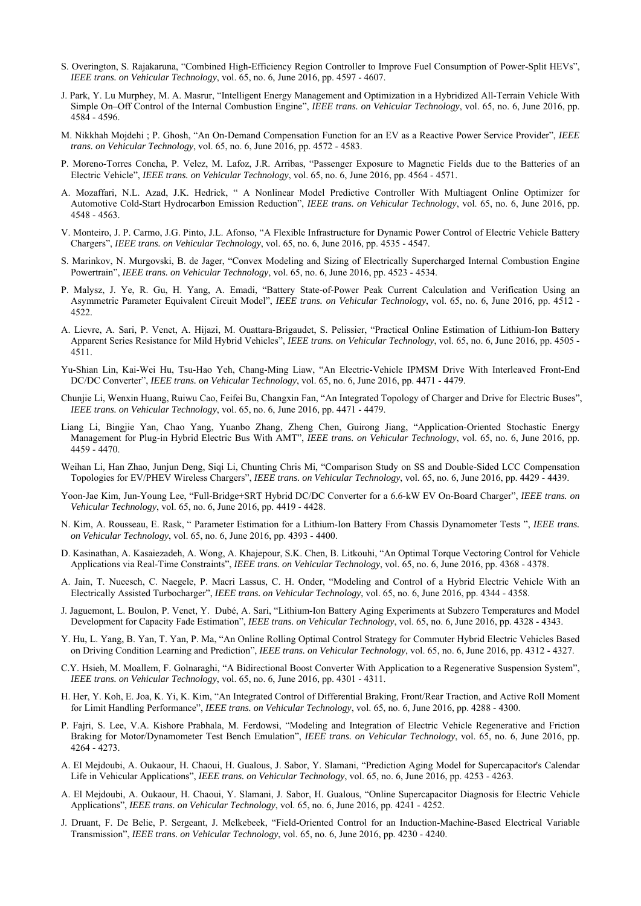S. Overington, S. Rajakaruna, "Combined High-Efficiency Region Controller to Improve Fuel Consumption of Power-Split HEVs", *IEEE trans. on Vehicular Technology*, vol. 65, no. 6, June 2016, pp. 4597 - 4607.

J. Park, Y. Lu Murphey, M. A. Masrur, "Intelligent Energy Management and Optimization in a Hybridized All-Terrain Vehicle With Simple On–Off Control of the Internal Combustion Engine", *IEEE trans. on Vehicular Technology*, vol. 65, no. 6, June 2016, pp. 4584 - 4596.

M. Nikkhah Mojdehi ; P. Ghosh, "An On-Demand Compensation Function for an EV as a Reactive Power Service Provider", *IEEE trans. on Vehicular Technology*, vol. 65, no. 6, June 2016, pp. 4572 - 4583.

P. Moreno-Torres Concha, P. Velez, M. Lafoz, J.R. Arribas, "Passenger Exposure to Magnetic Fields due to the Batteries of an Electric Vehicle", *IEEE trans. on Vehicular Technology*, vol. 65, no. 6, June 2016, pp. 4564 - 4571.

A. Mozaffari, N.L. Azad, J.K. Hedrick, " A Nonlinear Model Predictive Controller With Multiagent Online Optimizer for Automotive Cold-Start Hydrocarbon Emission Reduction", *IEEE trans. on Vehicular Technology*, vol. 65, no. 6, June 2016, pp. 4548 - 4563.

V. Monteiro, J. P. Carmo, J.G. Pinto, J.L. Afonso, "A Flexible Infrastructure for Dynamic Power Control of Electric Vehicle Battery Chargers", *IEEE trans. on Vehicular Technology*, vol. 65, no. 6, June 2016, pp. 4535 - 4547.

S. Marinkov, N. Murgovski, B. de Jager, "Convex Modeling and Sizing of Electrically Supercharged Internal Combustion Engine Powertrain", *IEEE trans. on Vehicular Technology*, vol. 65, no. 6, June 2016, pp. 4523 - 4534.

P. Malysz, J. Ye, R. Gu, H. Yang, A. Emadi, "Battery State-of-Power Peak Current Calculation and Verification Using an Asymmetric Parameter Equivalent Circuit Model", *IEEE trans. on Vehicular Technology*, vol. 65, no. 6, June 2016, pp. 4512 - 4522.

A. Lievre, A. Sari, P. Venet, A. Hijazi, M. Ouattara-Brigaudet, S. Pelissier, "Practical Online Estimation of Lithium-Ion Battery Apparent Series Resistance for Mild Hybrid Vehicles", *IEEE trans. on Vehicular Technology*, vol. 65, no. 6, June 2016, pp. 4505 - 4511.

Yu-Shian Lin, Kai-Wei Hu, Tsu-Hao Yeh, Chang-Ming Liaw, "An Electric-Vehicle IPMSM Drive With Interleaved Front-End DC/DC Converter", *IEEE trans. on Vehicular Technology*, vol. 65, no. 6, June 2016, pp. 4471 - 4479.

Chunjie Li, Wenxin Huang, Ruiwu Cao, Feifei Bu, Changxin Fan, "An Integrated Topology of Charger and Drive for Electric Buses", *IEEE trans. on Vehicular Technology*, vol. 65, no. 6, June 2016, pp. 4471 - 4479.

Liang Li, Bingjie Yan, Chao Yang, Yuanbo Zhang, Zheng Chen, Guirong Jiang, "Application-Oriented Stochastic Energy Management for Plug-in Hybrid Electric Bus With AMT", *IEEE trans. on Vehicular Technology*, vol. 65, no. 6, June 2016, pp. 4459 - 4470.

Weihan Li, Han Zhao, Junjun Deng, Siqi Li, Chunting Chris Mi, "Comparison Study on SS and Double-Sided LCC Compensation Topologies for EV/PHEV Wireless Chargers", *IEEE trans. on Vehicular Technology*, vol. 65, no. 6, June 2016, pp. 4429 - 4439.

Yoon-Jae Kim, Jun-Young Lee, "Full-Bridge+SRT Hybrid DC/DC Converter for a 6.6-kW EV On-Board Charger", *IEEE trans. on Vehicular Technology*, vol. 65, no. 6, June 2016, pp. 4419 - 4428.

N. Kim, A. Rousseau, E. Rask, " Parameter Estimation for a Lithium-Ion Battery From Chassis Dynamometer Tests ", *IEEE trans. on Vehicular Technology*, vol. 65, no. 6, June 2016, pp. 4393 - 4400.

D. Kasinathan, A. Kasaiezadeh, A. Wong, A. Khajepour, S.K. Chen, B. Litkouhi, "An Optimal Torque Vectoring Control for Vehicle Applications via Real-Time Constraints", *IEEE trans. on Vehicular Technology*, vol. 65, no. 6, June 2016, pp. 4368 - 4378.

A. Jain, T. Nueesch, C. Naegele, P. Macri Lassus, C. H. Onder, "Modeling and Control of a Hybrid Electric Vehicle With an Electrically Assisted Turbocharger", *IEEE trans. on Vehicular Technology*, vol. 65, no. 6, June 2016, pp. 4344 - 4358.

J. Jaguemont, L. Boulon, P. Venet, Y. Dubé, A. Sari, "Lithium-Ion Battery Aging Experiments at Subzero Temperatures and Model Development for Capacity Fade Estimation", *IEEE trans. on Vehicular Technology*, vol. 65, no. 6, June 2016, pp. 4328 - 4343.

Y. Hu, L. Yang, B. Yan, T. Yan, P. Ma, "An Online Rolling Optimal Control Strategy for Commuter Hybrid Electric Vehicles Based on Driving Condition Learning and Prediction", *IEEE trans. on Vehicular Technology*, vol. 65, no. 6, June 2016, pp. 4312 - 4327.

C.Y. Hsieh, M. Moallem, F. Golnaraghi, "A Bidirectional Boost Converter With Application to a Regenerative Suspension System", *IEEE trans. on Vehicular Technology*, vol. 65, no. 6, June 2016, pp. 4301 - 4311.

H. Her, Y. Koh, E. Joa, K. Yi, K. Kim, "An Integrated Control of Differential Braking, Front/Rear Traction, and Active Roll Moment for Limit Handling Performance", *IEEE trans. on Vehicular Technology*, vol. 65, no. 6, June 2016, pp. 4288 - 4300.

P. Fajri, S. Lee, V.A. Kishore Prabhala, M. Ferdowsi, "Modeling and Integration of Electric Vehicle Regenerative and Friction Braking for Motor/Dynamometer Test Bench Emulation", *IEEE trans. on Vehicular Technology*, vol. 65, no. 6, June 2016, pp. 4264 - 4273.

A. El Mejdoubi, A. Oukaour, H. Chaoui, H. Gualous, J. Sabor, Y. Slamani, "Prediction Aging Model for Supercapacitor's Calendar Life in Vehicular Applications", *IEEE trans. on Vehicular Technology*, vol. 65, no. 6, June 2016, pp. 4253 - 4263.

A. El Mejdoubi, A. Oukaour, H. Chaoui, Y. Slamani, J. Sabor, H. Gualous, "Online Supercapacitor Diagnosis for Electric Vehicle Applications", *IEEE trans. on Vehicular Technology*, vol. 65, no. 6, June 2016, pp. 4241 - 4252.

J. Druant, F. De Belie, P. Sergeant, J. Melkebeek, "Field-Oriented Control for an Induction-Machine-Based Electrical Variable Transmission", *IEEE trans. on Vehicular Technology*, vol. 65, no. 6, June 2016, pp. 4230 - 4240.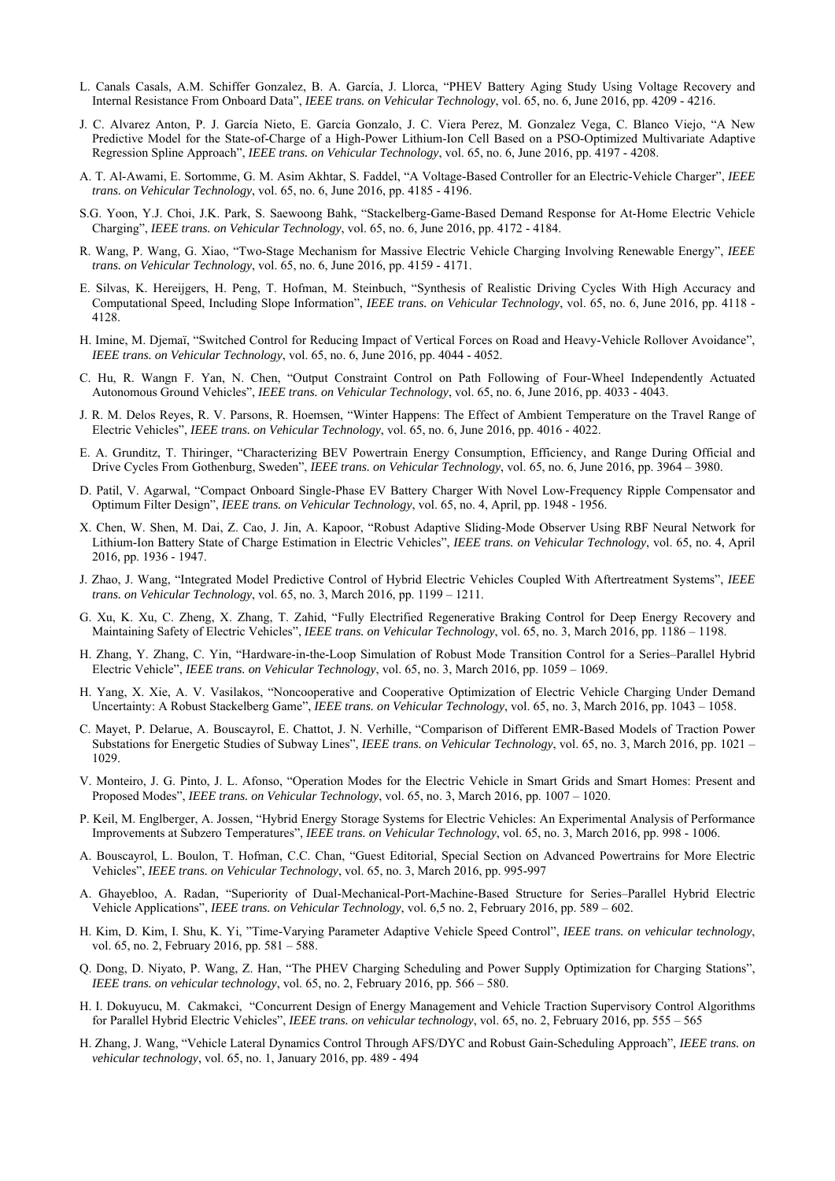L. Canals Casals, A.M. Schiffer Gonzalez, B. A. García, J. Llorca, "PHEV Battery Aging Study Using Voltage Recovery and Internal Resistance From Onboard Data", *IEEE trans. on Vehicular Technology*, vol. 65, no. 6, June 2016, pp. 4209 - 4216.

J. C. Alvarez Anton, P. J. García Nieto, E. García Gonzalo, J. C. Viera Perez, M. Gonzalez Vega, C. Blanco Viejo, "A New Predictive Model for the State-of-Charge of a High-Power Lithium-Ion Cell Based on a PSO-Optimized Multivariate Adaptive Regression Spline Approach", *IEEE trans. on Vehicular Technology*, vol. 65, no. 6, June 2016, pp. 4197 - 4208.

A. T. Al-Awami, E. Sortomme, G. M. Asim Akhtar, S. Faddel, "A Voltage-Based Controller for an Electric-Vehicle Charger", *IEEE trans. on Vehicular Technology*, vol. 65, no. 6, June 2016, pp. 4185 - 4196.

S.G. Yoon, Y.J. Choi, J.K. Park, S. Saewoong Bahk, "Stackelberg-Game-Based Demand Response for At-Home Electric Vehicle Charging", *IEEE trans. on Vehicular Technology*, vol. 65, no. 6, June 2016, pp. 4172 - 4184.

R. Wang, P. Wang, G. Xiao, "Two-Stage Mechanism for Massive Electric Vehicle Charging Involving Renewable Energy", *IEEE trans. on Vehicular Technology*, vol. 65, no. 6, June 2016, pp. 4159 - 4171.

E. Silvas, K. Hereijgers, H. Peng, T. Hofman, M. Steinbuch, "Synthesis of Realistic Driving Cycles With High Accuracy and Computational Speed, Including Slope Information", *IEEE trans. on Vehicular Technology*, vol. 65, no. 6, June 2016, pp. 4118 - 4128.

H. Imine, M. Djemaï, "Switched Control for Reducing Impact of Vertical Forces on Road and Heavy-Vehicle Rollover Avoidance", *IEEE trans. on Vehicular Technology*, vol. 65, no. 6, June 2016, pp. 4044 - 4052.

C. Hu, R. Wangn F. Yan, N. Chen, "Output Constraint Control on Path Following of Four-Wheel Independently Actuated Autonomous Ground Vehicles", *IEEE trans. on Vehicular Technology*, vol. 65, no. 6, June 2016, pp. 4033 - 4043.

J. R. M. Delos Reyes, R. V. Parsons, R. Hoemsen, "Winter Happens: The Effect of Ambient Temperature on the Travel Range of Electric Vehicles", *IEEE trans. on Vehicular Technology*, vol. 65, no. 6, June 2016, pp. 4016 - 4022.

E. A. Grunditz, T. Thiringer, "Characterizing BEV Powertrain Energy Consumption, Efficiency, and Range During Official and Drive Cycles From Gothenburg, Sweden", *IEEE trans. on Vehicular Technology*, vol. 65, no. 6, June 2016, pp. 3964 – 3980.

D. Patil, V. Agarwal, "Compact Onboard Single-Phase EV Battery Charger With Novel Low-Frequency Ripple Compensator and Optimum Filter Design", *IEEE trans. on Vehicular Technology*, vol. 65, no. 4, April, pp. 1948 - 1956.

X. Chen, W. Shen, M. Dai, Z. Cao, J. Jin, A. Kapoor, "Robust Adaptive Sliding-Mode Observer Using RBF Neural Network for Lithium-Ion Battery State of Charge Estimation in Electric Vehicles", *IEEE trans. on Vehicular Technology*, vol. 65, no. 4, April 2016, pp. 1936 - 1947.

J. Zhao, J. Wang, "Integrated Model Predictive Control of Hybrid Electric Vehicles Coupled With Aftertreatment Systems", *IEEE trans. on Vehicular Technology*, vol. 65, no. 3, March 2016, pp. 1199 – 1211.

G. Xu, K. Xu, C. Zheng, X. Zhang, T. Zahid, "Fully Electrified Regenerative Braking Control for Deep Energy Recovery and Maintaining Safety of Electric Vehicles", *IEEE trans. on Vehicular Technology*, vol. 65, no. 3, March 2016, pp. 1186 – 1198.

H. Zhang, Y. Zhang, C. Yin, "Hardware-in-the-Loop Simulation of Robust Mode Transition Control for a Series–Parallel Hybrid Electric Vehicle", *IEEE trans. on Vehicular Technology*, vol. 65, no. 3, March 2016, pp. 1059 – 1069.

H. Yang, X. Xie, A. V. Vasilakos, "Noncooperative and Cooperative Optimization of Electric Vehicle Charging Under Demand Uncertainty: A Robust Stackelberg Game", *IEEE trans. on Vehicular Technology*, vol. 65, no. 3, March 2016, pp. 1043 – 1058.

C. Mayet, P. Delarue, A. Bouscayrol, E. Chattot, J. N. Verhille, "Comparison of Different EMR-Based Models of Traction Power Substations for Energetic Studies of Subway Lines", *IEEE trans. on Vehicular Technology*, vol. 65, no. 3, March 2016, pp. 1021 – 1029.

V. Monteiro, J. G. Pinto, J. L. Afonso, "Operation Modes for the Electric Vehicle in Smart Grids and Smart Homes: Present and Proposed Modes", *IEEE trans. on Vehicular Technology*, vol. 65, no. 3, March 2016, pp. 1007 – 1020.

P. Keil, M. Englberger, A. Jossen, "Hybrid Energy Storage Systems for Electric Vehicles: An Experimental Analysis of Performance Improvements at Subzero Temperatures", *IEEE trans. on Vehicular Technology*, vol. 65, no. 3, March 2016, pp. 998 - 1006.

A. Bouscayrol, L. Boulon, T. Hofman, C.C. Chan, "Guest Editorial, Special Section on Advanced Powertrains for More Electric Vehicles", *IEEE trans. on Vehicular Technology*, vol. 65, no. 3, March 2016, pp. 995-997

A. Ghayebloo, A. Radan, "Superiority of Dual-Mechanical-Port-Machine-Based Structure for Series–Parallel Hybrid Electric Vehicle Applications", *IEEE trans. on Vehicular Technology*, vol. 6,5 no. 2, February 2016, pp. 589 – 602.

H. Kim, D. Kim, I. Shu, K. Yi, "Time-Varying Parameter Adaptive Vehicle Speed Control", *IEEE trans. on vehicular technology*, vol. 65, no. 2, February 2016, pp. 581 – 588.

Q. Dong, D. Niyato, P. Wang, Z. Han, "The PHEV Charging Scheduling and Power Supply Optimization for Charging Stations", *IEEE trans. on vehicular technology*, vol. 65, no. 2, February 2016, pp. 566 – 580.

H. I. Dokuyucu, M. Cakmakci, "Concurrent Design of Energy Management and Vehicle Traction Supervisory Control Algorithms for Parallel Hybrid Electric Vehicles", *IEEE trans. on vehicular technology*, vol. 65, no. 2, February 2016, pp. 555 – 565

H. Zhang, J. Wang, "Vehicle Lateral Dynamics Control Through AFS/DYC and Robust Gain-Scheduling Approach", *IEEE trans. on vehicular technology*, vol. 65, no. 1, January 2016, pp. 489 - 494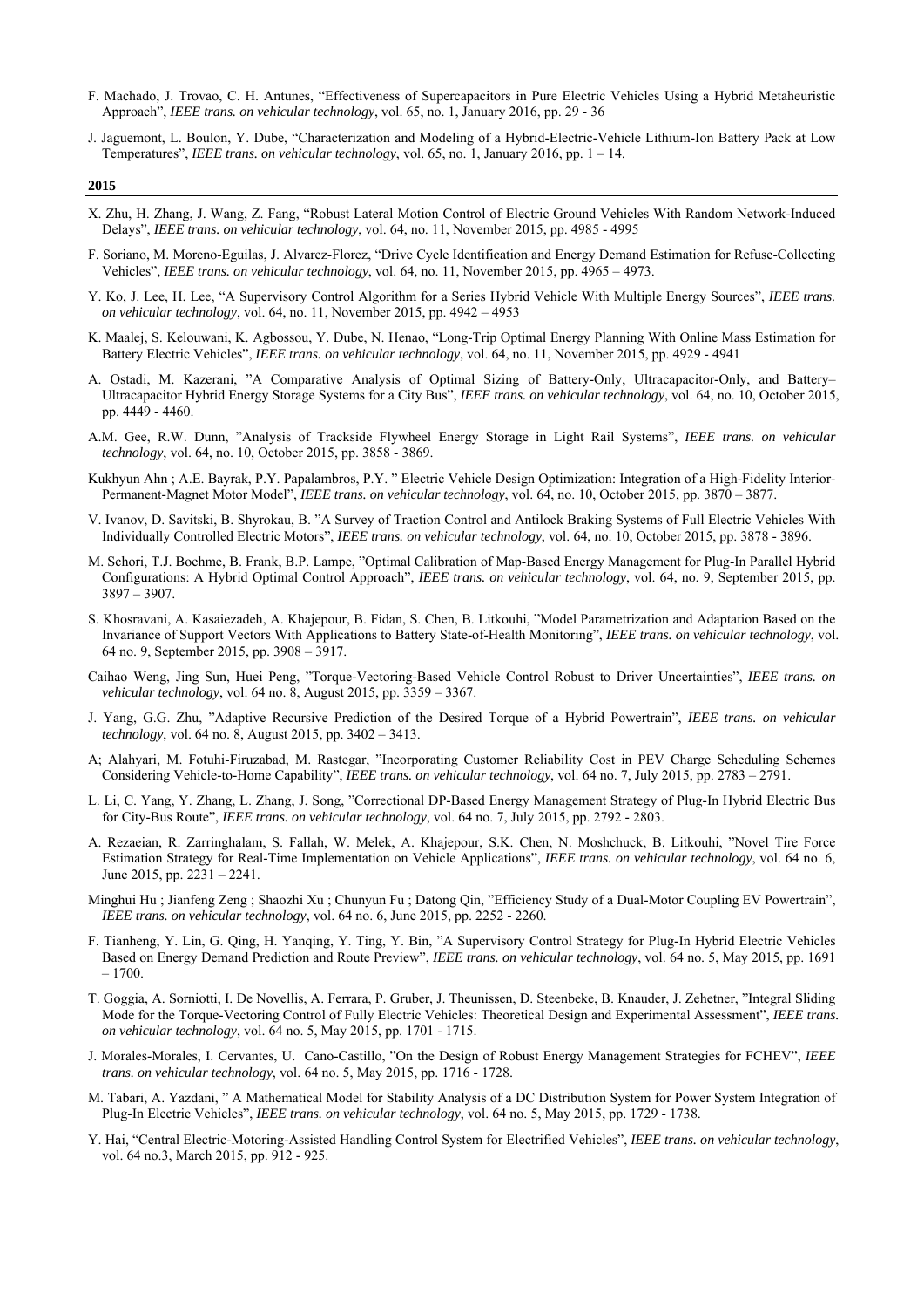F. Machado, J. Trovao, C. H. Antunes, “Effectiveness of Supercapacitors in Pure Electric Vehicles Using a Hybrid Metaheuristic Approach”, *IEEE trans. on vehicular technology*, vol. 65, no. 1, January 2016, pp. 29 - 36

J. Jaguemont, L. Boulon, Y. Dube, “Characterization and Modeling of a Hybrid-Electric-Vehicle Lithium-Ion Battery Pack at Low Temperatures”, *IEEE trans. on vehicular technology*, vol. 65, no. 1, January 2016, pp. 1 – 14.

**2015**

X. Zhu, H. Zhang, J. Wang, Z. Fang, “Robust Lateral Motion Control of Electric Ground Vehicles With Random Network-Induced Delays”, *IEEE trans. on vehicular technology*, vol. 64, no. 11, November 2015, pp. 4985 - 4995

F. Soriano, M. Moreno-Eguilas, J. Alvarez-Florez, “Drive Cycle Identification and Energy Demand Estimation for Refuse-Collecting Vehicles”, *IEEE trans. on vehicular technology*, vol. 64, no. 11, November 2015, pp. 4965 – 4973.

Y. Ko, J. Lee, H. Lee, “A Supervisory Control Algorithm for a Series Hybrid Vehicle With Multiple Energy Sources”, *IEEE trans. on vehicular technology*, vol. 64, no. 11, November 2015, pp. 4942 – 4953

K. Maalej, S. Kelouwani, K. Agbossou, Y. Dube, N. Henao, “Long-Trip Optimal Energy Planning With Online Mass Estimation for Battery Electric Vehicles”, *IEEE trans. on vehicular technology*, vol. 64, no. 11, November 2015, pp. 4929 - 4941

A. Ostadi, M. Kazerani, ”A Comparative Analysis of Optimal Sizing of Battery-Only, Ultracapacitor-Only, and Battery– Ultracapacitor Hybrid Energy Storage Systems for a City Bus”, *IEEE trans. on vehicular technology*, vol. 64, no. 10, October 2015, pp. 4449 - 4460.

A.M. Gee, R.W. Dunn, ”Analysis of Trackside Flywheel Energy Storage in Light Rail Systems”, *IEEE trans. on vehicular technology*, vol. 64, no. 10, October 2015, pp. 3858 - 3869.

Kukhyun Ahn ; A.E. Bayrak, P.Y. Papalambros, P.Y. ” Electric Vehicle Design Optimization: Integration of a High-Fidelity Interior-Permanent-Magnet Motor Model”, *IEEE trans. on vehicular technology*, vol. 64, no. 10, October 2015, pp. 3870 – 3877.

V. Ivanov, D. Savitski, B. Shyrokau, B. ”A Survey of Traction Control and Antilock Braking Systems of Full Electric Vehicles With Individually Controlled Electric Motors”, *IEEE trans. on vehicular technology*, vol. 64, no. 10, October 2015, pp. 3878 - 3896.

M. Schori, T.J. Boehme, B. Frank, B.P. Lampe, ”Optimal Calibration of Map-Based Energy Management for Plug-In Parallel Hybrid Configurations: A Hybrid Optimal Control Approach”, *IEEE trans. on vehicular technology*, vol. 64, no. 9, September 2015, pp. 3897 – 3907.

S. Khosravani, A. Kasaiezadeh, A. Khajepour, B. Fidan, S. Chen, B. Litkouhi, ”Model Parametrization and Adaptation Based on the Invariance of Support Vectors With Applications to Battery State-of-Health Monitoring”, *IEEE trans. on vehicular technology*, vol. 64 no. 9, September 2015, pp. 3908 – 3917.

Caihao Weng, Jing Sun, Huei Peng, ”Torque-Vectoring-Based Vehicle Control Robust to Driver Uncertainties”, *IEEE trans. on vehicular technology*, vol. 64 no. 8, August 2015, pp. 3359 – 3367.

J. Yang, G.G. Zhu, ”Adaptive Recursive Prediction of the Desired Torque of a Hybrid Powertrain”, *IEEE trans. on vehicular technology*, vol. 64 no. 8, August 2015, pp. 3402 – 3413.

A; Alahyari, M. Fotuhi-Firuzabad, M. Rastegar, ”Incorporating Customer Reliability Cost in PEV Charge Scheduling Schemes Considering Vehicle-to-Home Capability”, *IEEE trans. on vehicular technology*, vol. 64 no. 7, July 2015, pp. 2783 – 2791.

L. Li, C. Yang, Y. Zhang, L. Zhang, J. Song, ”Correctional DP-Based Energy Management Strategy of Plug-In Hybrid Electric Bus for City-Bus Route”, *IEEE trans. on vehicular technology*, vol. 64 no. 7, July 2015, pp. 2792 - 2803.

A. Rezaeian, R. Zarringhalam, S. Fallah, W. Melek, A. Khajepour, S.K. Chen, N. Moshchuck, B. Litkouhi, ”Novel Tire Force Estimation Strategy for Real-Time Implementation on Vehicle Applications”, *IEEE trans. on vehicular technology*, vol. 64 no. 6, June 2015, pp. 2231 – 2241.

Minghui Hu ; Jianfeng Zeng ; Shaozhi Xu ; Chunyun Fu ; Datong Qin, ”Efficiency Study of a Dual-Motor Coupling EV Powertrain”, *IEEE trans. on vehicular technology*, vol. 64 no. 6, June 2015, pp. 2252 - 2260.

F. Tianheng, Y. Lin, G. Qing, H. Yanqing, Y. Ting, Y. Bin, ”A Supervisory Control Strategy for Plug-In Hybrid Electric Vehicles Based on Energy Demand Prediction and Route Preview”, *IEEE trans. on vehicular technology*, vol. 64 no. 5, May 2015, pp. 1691 – 1700.

T. Goggia, A. Sorniotti, I. De Novellis, A. Ferrara, P. Gruber, J. Theunissen, D. Steenbeke, B. Knauder, J. Zehetner, ”Integral Sliding Mode for the Torque-Vectoring Control of Fully Electric Vehicles: Theoretical Design and Experimental Assessment”, *IEEE trans. on vehicular technology*, vol. 64 no. 5, May 2015, pp. 1701 - 1715.

J. Morales-Morales, I. Cervantes, U. Cano-Castillo, ”On the Design of Robust Energy Management Strategies for FCHEV”, *IEEE trans. on vehicular technology*, vol. 64 no. 5, May 2015, pp. 1716 - 1728.

M. Tabari, A. Yazdani, ” A Mathematical Model for Stability Analysis of a DC Distribution System for Power System Integration of Plug-In Electric Vehicles”, *IEEE trans. on vehicular technology*, vol. 64 no. 5, May 2015, pp. 1729 - 1738.

Y. Hai, “Central Electric-Motoring-Assisted Handling Control System for Electrified Vehicles”, *IEEE trans. on vehicular technology*, vol. 64 no.3, March 2015, pp. 912 - 925.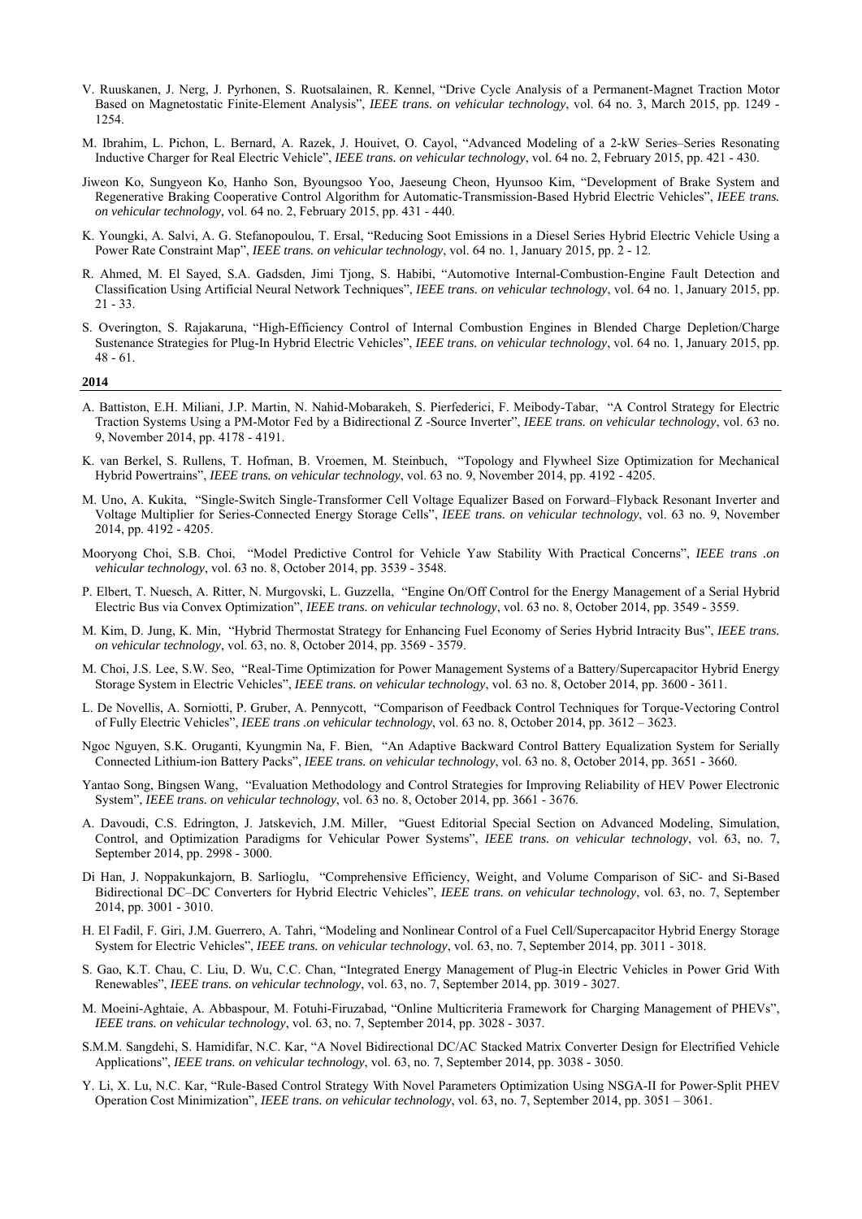V. Ruuskanen, J. Nerg, J. Pyrhonen, S. Ruotsalainen, R. Kennel, "Drive Cycle Analysis of a Permanent-Magnet Traction Motor Based on Magnetostatic Finite-Element Analysis", *IEEE trans. on vehicular technology*, vol. 64 no. 3, March 2015, pp. 1249 - 1254.

M. Ibrahim, L. Pichon, L. Bernard, A. Razek, J. Houivet, O. Cayol, "Advanced Modeling of a 2-kW Series–Series Resonating Inductive Charger for Real Electric Vehicle", *IEEE trans. on vehicular technology*, vol. 64 no. 2, February 2015, pp. 421 - 430.

Jiweon Ko, Sungyeon Ko, Hanho Son, Byoungsoo Yoo, Jaeseung Cheon, Hyunsoo Kim, "Development of Brake System and Regenerative Braking Cooperative Control Algorithm for Automatic-Transmission-Based Hybrid Electric Vehicles", *IEEE trans. on vehicular technology*, vol. 64 no. 2, February 2015, pp. 431 - 440.

K. Youngki, A. Salvi, A. G. Stefanopoulou, T. Ersal, "Reducing Soot Emissions in a Diesel Series Hybrid Electric Vehicle Using a Power Rate Constraint Map", *IEEE trans. on vehicular technology*, vol. 64 no. 1, January 2015, pp. 2 - 12.

R. Ahmed, M. El Sayed, S.A. Gadsden, Jimi Tjong, S. Habibi, "Automotive Internal-Combustion-Engine Fault Detection and Classification Using Artificial Neural Network Techniques", *IEEE trans. on vehicular technology*, vol. 64 no. 1, January 2015, pp. 21 - 33.

S. Overington, S. Rajakaruna, "High-Efficiency Control of Internal Combustion Engines in Blended Charge Depletion/Charge Sustenance Strategies for Plug-In Hybrid Electric Vehicles", *IEEE trans. on vehicular technology*, vol. 64 no. 1, January 2015, pp. 48 - 61.

**2014**

A. Battiston, E.H. Miliani, J.P. Martin, N. Nahid-Mobarakeh, S. Pierfederici, F. Meibody-Tabar, "A Control Strategy for Electric Traction Systems Using a PM-Motor Fed by a Bidirectional Z -Source Inverter", *IEEE trans. on vehicular technology*, vol. 63 no. 9, November 2014, pp. 4178 - 4191.

K. van Berkel, S. Rullens, T. Hofman, B. Vroemen, M. Steinbuch, "Topology and Flywheel Size Optimization for Mechanical Hybrid Powertrains", *IEEE trans. on vehicular technology*, vol. 63 no. 9, November 2014, pp. 4192 - 4205.

M. Uno, A. Kukita, "Single-Switch Single-Transformer Cell Voltage Equalizer Based on Forward–Flyback Resonant Inverter and Voltage Multiplier for Series-Connected Energy Storage Cells", *IEEE trans. on vehicular technology*, vol. 63 no. 9, November 2014, pp. 4192 - 4205.

Mooryong Choi, S.B. Choi, "Model Predictive Control for Vehicle Yaw Stability With Practical Concerns", *IEEE trans .on vehicular technology*, vol. 63 no. 8, October 2014, pp. 3539 - 3548.

P. Elbert, T. Nuesch, A. Ritter, N. Murgovski, L. Guzzella, "Engine On/Off Control for the Energy Management of a Serial Hybrid Electric Bus via Convex Optimization", *IEEE trans. on vehicular technology*, vol. 63 no. 8, October 2014, pp. 3549 - 3559.

M. Kim, D. Jung, K. Min, "Hybrid Thermostat Strategy for Enhancing Fuel Economy of Series Hybrid Intracity Bus", *IEEE trans. on vehicular technology*, vol. 63, no. 8, October 2014, pp. 3569 - 3579.

M. Choi, J.S. Lee, S.W. Seo, "Real-Time Optimization for Power Management Systems of a Battery/Supercapacitor Hybrid Energy Storage System in Electric Vehicles", *IEEE trans. on vehicular technology*, vol. 63 no. 8, October 2014, pp. 3600 - 3611.

L. De Novellis, A. Sorniotti, P. Gruber, A. Pennycott, "Comparison of Feedback Control Techniques for Torque-Vectoring Control of Fully Electric Vehicles", *IEEE trans .on vehicular technology*, vol. 63 no. 8, October 2014, pp. 3612 – 3623.

Ngoc Nguyen, S.K. Oruganti, Kyungmin Na, F. Bien, "An Adaptive Backward Control Battery Equalization System for Serially Connected Lithium-ion Battery Packs", *IEEE trans. on vehicular technology*, vol. 63 no. 8, October 2014, pp. 3651 - 3660.

Yantao Song, Bingsen Wang, "Evaluation Methodology and Control Strategies for Improving Reliability of HEV Power Electronic System", *IEEE trans. on vehicular technology*, vol. 63 no. 8, October 2014, pp. 3661 - 3676.

A. Davoudi, C.S. Edrington, J. Jatskevich, J.M. Miller, "Guest Editorial Special Section on Advanced Modeling, Simulation, Control, and Optimization Paradigms for Vehicular Power Systems", *IEEE trans. on vehicular technology*, vol. 63, no. 7, September 2014, pp. 2998 - 3000.

Di Han, J. Noppakunkajorn, B. Sarlioglu, "Comprehensive Efficiency, Weight, and Volume Comparison of SiC- and Si-Based Bidirectional DC–DC Converters for Hybrid Electric Vehicles", *IEEE trans. on vehicular technology*, vol. 63, no. 7, September 2014, pp. 3001 - 3010.

H. El Fadil, F. Giri, J.M. Guerrero, A. Tahri, "Modeling and Nonlinear Control of a Fuel Cell/Supercapacitor Hybrid Energy Storage System for Electric Vehicles", *IEEE trans. on vehicular technology*, vol. 63, no. 7, September 2014, pp. 3011 - 3018.

S. Gao, K.T. Chau, C. Liu, D. Wu, C.C. Chan, "Integrated Energy Management of Plug-in Electric Vehicles in Power Grid With Renewables", *IEEE trans. on vehicular technology*, vol. 63, no. 7, September 2014, pp. 3019 - 3027.

M. Moeini-Aghtaie, A. Abbaspour, M. Fotuhi-Firuzabad, "Online Multicriteria Framework for Charging Management of PHEVs", *IEEE trans. on vehicular technology*, vol. 63, no. 7, September 2014, pp. 3028 - 3037.

S.M.M. Sangdehi, S. Hamidifar, N.C. Kar, "A Novel Bidirectional DC/AC Stacked Matrix Converter Design for Electrified Vehicle Applications", *IEEE trans. on vehicular technology*, vol. 63, no. 7, September 2014, pp. 3038 - 3050.

Y. Li, X. Lu, N.C. Kar, "Rule-Based Control Strategy With Novel Parameters Optimization Using NSGA-II for Power-Split PHEV Operation Cost Minimization", *IEEE trans. on vehicular technology*, vol. 63, no. 7, September 2014, pp. 3051 – 3061.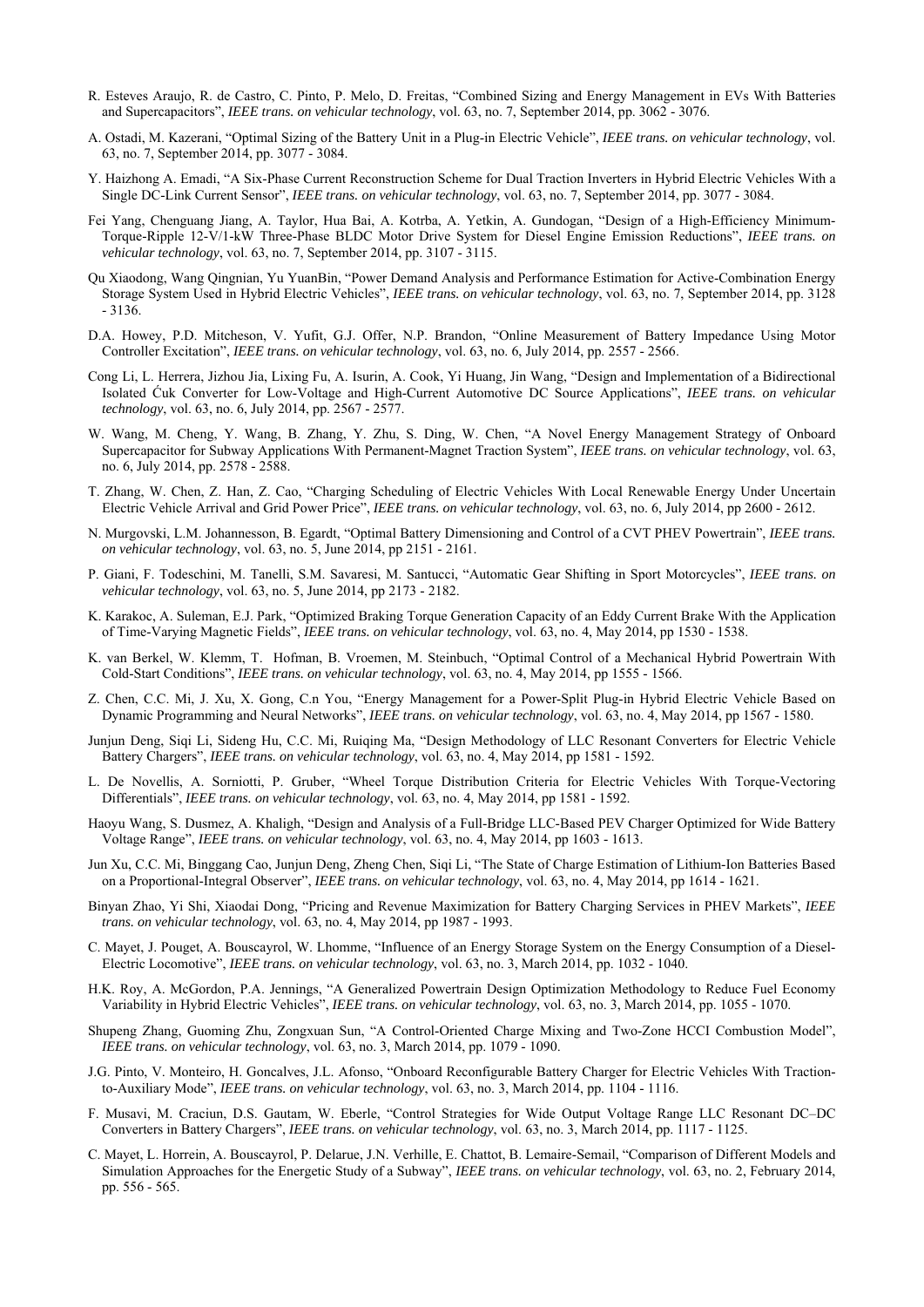R. Esteves Araujo, R. de Castro, C. Pinto, P. Melo, D. Freitas, "Combined Sizing and Energy Management in EVs With Batteries and Supercapacitors", *IEEE trans. on vehicular technology*, vol. 63, no. 7, September 2014, pp. 3062 - 3076.

A. Ostadi, M. Kazerani, "Optimal Sizing of the Battery Unit in a Plug-in Electric Vehicle", *IEEE trans. on vehicular technology*, vol. 63, no. 7, September 2014, pp. 3077 - 3084.

Y. Haizhong A. Emadi, "A Six-Phase Current Reconstruction Scheme for Dual Traction Inverters in Hybrid Electric Vehicles With a Single DC-Link Current Sensor", *IEEE trans. on vehicular technology*, vol. 63, no. 7, September 2014, pp. 3077 - 3084.

Fei Yang, Chenguang Jiang, A. Taylor, Hua Bai, A. Kotrba, A. Yetkin, A. Gundogan, "Design of a High-Efficiency Minimum-Torque-Ripple 12-V/1-kW Three-Phase BLDC Motor Drive System for Diesel Engine Emission Reductions", *IEEE trans. on vehicular technology*, vol. 63, no. 7, September 2014, pp. 3107 - 3115.

Qu Xiaodong, Wang Qingnian, Yu YuanBin, "Power Demand Analysis and Performance Estimation for Active-Combination Energy Storage System Used in Hybrid Electric Vehicles", *IEEE trans. on vehicular technology*, vol. 63, no. 7, September 2014, pp. 3128 - 3136.

D.A. Howey, P.D. Mitcheson, V. Yufit, G.J. Offer, N.P. Brandon, "Online Measurement of Battery Impedance Using Motor Controller Excitation", *IEEE trans. on vehicular technology*, vol. 63, no. 6, July 2014, pp. 2557 - 2566.

Cong Li, L. Herrera, Jizhou Jia, Lixing Fu, A. Isurin, A. Cook, Yi Huang, Jin Wang, "Design and Implementation of a Bidirectional Isolated Ćuk Converter for Low-Voltage and High-Current Automotive DC Source Applications", *IEEE trans. on vehicular technology*, vol. 63, no. 6, July 2014, pp. 2567 - 2577.

W. Wang, M. Cheng, Y. Wang, B. Zhang, Y. Zhu, S. Ding, W. Chen, "A Novel Energy Management Strategy of Onboard Supercapacitor for Subway Applications With Permanent-Magnet Traction System", *IEEE trans. on vehicular technology*, vol. 63, no. 6, July 2014, pp. 2578 - 2588.

T. Zhang, W. Chen, Z. Han, Z. Cao, "Charging Scheduling of Electric Vehicles With Local Renewable Energy Under Uncertain Electric Vehicle Arrival and Grid Power Price", *IEEE trans. on vehicular technology*, vol. 63, no. 6, July 2014, pp 2600 - 2612.

N. Murgovski, L.M. Johannesson, B. Egardt, "Optimal Battery Dimensioning and Control of a CVT PHEV Powertrain", *IEEE trans. on vehicular technology*, vol. 63, no. 5, June 2014, pp 2151 - 2161.

P. Giani, F. Todeschini, M. Tanelli, S.M. Savaresi, M. Santucci, "Automatic Gear Shifting in Sport Motorcycles", *IEEE trans. on vehicular technology*, vol. 63, no. 5, June 2014, pp 2173 - 2182.

K. Karakoc, A. Suleman, E.J. Park, "Optimized Braking Torque Generation Capacity of an Eddy Current Brake With the Application of Time-Varying Magnetic Fields", *IEEE trans. on vehicular technology*, vol. 63, no. 4, May 2014, pp 1530 - 1538.

K. van Berkel, W. Klemm, T. Hofman, B. Vroemen, M. Steinbuch, "Optimal Control of a Mechanical Hybrid Powertrain With Cold-Start Conditions", *IEEE trans. on vehicular technology*, vol. 63, no. 4, May 2014, pp 1555 - 1566.

Z. Chen, C.C. Mi, J. Xu, X. Gong, C.n You, "Energy Management for a Power-Split Plug-in Hybrid Electric Vehicle Based on Dynamic Programming and Neural Networks", *IEEE trans. on vehicular technology*, vol. 63, no. 4, May 2014, pp 1567 - 1580.

Junjun Deng, Siqi Li, Sideng Hu, C.C. Mi, Ruiqing Ma, "Design Methodology of LLC Resonant Converters for Electric Vehicle Battery Chargers", *IEEE trans. on vehicular technology*, vol. 63, no. 4, May 2014, pp 1581 - 1592.

L. De Novellis, A. Sorniotti, P. Gruber, "Wheel Torque Distribution Criteria for Electric Vehicles With Torque-Vectoring Differentials", *IEEE trans. on vehicular technology*, vol. 63, no. 4, May 2014, pp 1581 - 1592.

Haoyu Wang, S. Dusmez, A. Khaligh, "Design and Analysis of a Full-Bridge LLC-Based PEV Charger Optimized for Wide Battery Voltage Range", *IEEE trans. on vehicular technology*, vol. 63, no. 4, May 2014, pp 1603 - 1613.

Jun Xu, C.C. Mi, Binggang Cao, Junjun Deng, Zheng Chen, Siqi Li, "The State of Charge Estimation of Lithium-Ion Batteries Based on a Proportional-Integral Observer", *IEEE trans. on vehicular technology*, vol. 63, no. 4, May 2014, pp 1614 - 1621.

Binyan Zhao, Yi Shi, Xiaodai Dong, "Pricing and Revenue Maximization for Battery Charging Services in PHEV Markets", *IEEE trans. on vehicular technology*, vol. 63, no. 4, May 2014, pp 1987 - 1993.

C. Mayet, J. Pouget, A. Bouscayrol, W. Lhomme, "Influence of an Energy Storage System on the Energy Consumption of a Diesel-Electric Locomotive", *IEEE trans. on vehicular technology*, vol. 63, no. 3, March 2014, pp. 1032 - 1040.

H.K. Roy, A. McGordon, P.A. Jennings, "A Generalized Powertrain Design Optimization Methodology to Reduce Fuel Economy Variability in Hybrid Electric Vehicles", *IEEE trans. on vehicular technology*, vol. 63, no. 3, March 2014, pp. 1055 - 1070.

Shupeng Zhang, Guoming Zhu, Zongxuan Sun, "A Control-Oriented Charge Mixing and Two-Zone HCCI Combustion Model", *IEEE trans. on vehicular technology*, vol. 63, no. 3, March 2014, pp. 1079 - 1090.

J.G. Pinto, V. Monteiro, H. Goncalves, J.L. Afonso, "Onboard Reconfigurable Battery Charger for Electric Vehicles With Traction-to-Auxiliary Mode", *IEEE trans. on vehicular technology*, vol. 63, no. 3, March 2014, pp. 1104 - 1116.

F. Musavi, M. Craciun, D.S. Gautam, W. Eberle, "Control Strategies for Wide Output Voltage Range LLC Resonant DC–DC Converters in Battery Chargers", *IEEE trans. on vehicular technology*, vol. 63, no. 3, March 2014, pp. 1117 - 1125.

C. Mayet, L. Horrein, A. Bouscayrol, P. Delarue, J.N. Verhille, E. Chattot, B. Lemaire-Semail, "Comparison of Different Models and Simulation Approaches for the Energetic Study of a Subway", *IEEE trans. on vehicular technology*, vol. 63, no. 2, February 2014, pp. 556 - 565.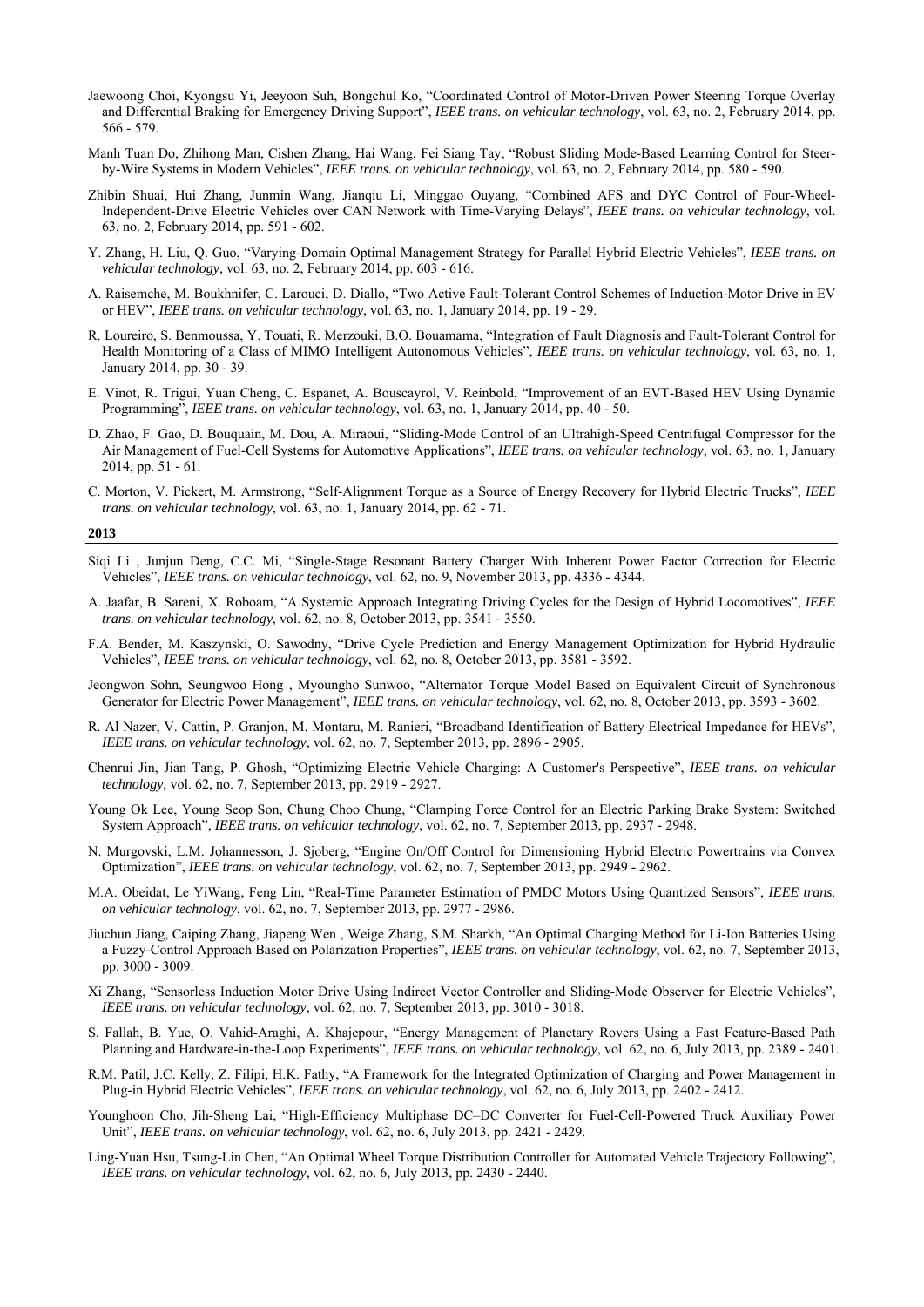Jaewoong Choi, Kyongsu Yi, Jeeyoon Suh, Bongchul Ko, "Coordinated Control of Motor-Driven Power Steering Torque Overlay and Differential Braking for Emergency Driving Support", *IEEE trans. on vehicular technology*, vol. 63, no. 2, February 2014, pp. 566 - 579.

Manh Tuan Do, Zhihong Man, Cishen Zhang, Hai Wang, Fei Siang Tay, "Robust Sliding Mode-Based Learning Control for Steer-by-Wire Systems in Modern Vehicles", *IEEE trans. on vehicular technology*, vol. 63, no. 2, February 2014, pp. 580 - 590.

Zhibin Shuai, Hui Zhang, Junmin Wang, Jianqiu Li, Minggao Ouyang, "Combined AFS and DYC Control of Four-Wheel-Independent-Drive Electric Vehicles over CAN Network with Time-Varying Delays", *IEEE trans. on vehicular technology*, vol. 63, no. 2, February 2014, pp. 591 - 602.

Y. Zhang, H. Liu, Q. Guo, "Varying-Domain Optimal Management Strategy for Parallel Hybrid Electric Vehicles", *IEEE trans. on vehicular technology*, vol. 63, no. 2, February 2014, pp. 603 - 616.

A. Raisemche, M. Boukhnifer, C. Larouci, D. Diallo, "Two Active Fault-Tolerant Control Schemes of Induction-Motor Drive in EV or HEV", *IEEE trans. on vehicular technology*, vol. 63, no. 1, January 2014, pp. 19 - 29.

R. Loureiro, S. Benmoussa, Y. Touati, R. Merzouki, B.O. Bouamama, "Integration of Fault Diagnosis and Fault-Tolerant Control for Health Monitoring of a Class of MIMO Intelligent Autonomous Vehicles", *IEEE trans. on vehicular technology*, vol. 63, no. 1, January 2014, pp. 30 - 39.

E. Vinot, R. Trigui, Yuan Cheng, C. Espanet, A. Bouscayrol, V. Reinbold, "Improvement of an EVT-Based HEV Using Dynamic Programming", *IEEE trans. on vehicular technology*, vol. 63, no. 1, January 2014, pp. 40 - 50.

D. Zhao, F. Gao, D. Bouquain, M. Dou, A. Miraoui, "Sliding-Mode Control of an Ultrahigh-Speed Centrifugal Compressor for the Air Management of Fuel-Cell Systems for Automotive Applications", *IEEE trans. on vehicular technology*, vol. 63, no. 1, January 2014, pp. 51 - 61.

C. Morton, V. Pickert, M. Armstrong, "Self-Alignment Torque as a Source of Energy Recovery for Hybrid Electric Trucks", *IEEE trans. on vehicular technology*, vol. 63, no. 1, January 2014, pp. 62 - 71.

**2013**

Siqi Li , Junjun Deng, C.C. Mi, "Single-Stage Resonant Battery Charger With Inherent Power Factor Correction for Electric Vehicles", *IEEE trans. on vehicular technology*, vol. 62, no. 9, November 2013, pp. 4336 - 4344.

A. Jaafar, B. Sareni, X. Roboam, "A Systemic Approach Integrating Driving Cycles for the Design of Hybrid Locomotives", *IEEE trans. on vehicular technology*, vol. 62, no. 8, October 2013, pp. 3541 - 3550.

F.A. Bender, M. Kaszynski, O. Sawodny, "Drive Cycle Prediction and Energy Management Optimization for Hybrid Hydraulic Vehicles", *IEEE trans. on vehicular technology*, vol. 62, no. 8, October 2013, pp. 3581 - 3592.

Jeongwon Sohn, Seungwoo Hong , Myoungho Sunwoo, "Alternator Torque Model Based on Equivalent Circuit of Synchronous Generator for Electric Power Management", *IEEE trans. on vehicular technology*, vol. 62, no. 8, October 2013, pp. 3593 - 3602.

R. Al Nazer, V. Cattin, P. Granjon, M. Montaru, M. Ranieri, "Broadband Identification of Battery Electrical Impedance for HEVs", *IEEE trans. on vehicular technology*, vol. 62, no. 7, September 2013, pp. 2896 - 2905.

Chenrui Jin, Jian Tang, P. Ghosh, "Optimizing Electric Vehicle Charging: A Customer's Perspective", *IEEE trans. on vehicular technology*, vol. 62, no. 7, September 2013, pp. 2919 - 2927.

Young Ok Lee, Young Seop Son, Chung Choo Chung, "Clamping Force Control for an Electric Parking Brake System: Switched System Approach", *IEEE trans. on vehicular technology*, vol. 62, no. 7, September 2013, pp. 2937 - 2948.

N. Murgovski, L.M. Johannesson, J. Sjoberg, "Engine On/Off Control for Dimensioning Hybrid Electric Powertrains via Convex Optimization", *IEEE trans. on vehicular technology*, vol. 62, no. 7, September 2013, pp. 2949 - 2962.

M.A. Obeidat, Le YiWang, Feng Lin, "Real-Time Parameter Estimation of PMDC Motors Using Quantized Sensors", *IEEE trans. on vehicular technology*, vol. 62, no. 7, September 2013, pp. 2977 - 2986.

Jiuchun Jiang, Caiping Zhang, Jiapeng Wen , Weige Zhang, S.M. Sharkh, "An Optimal Charging Method for Li-Ion Batteries Using a Fuzzy-Control Approach Based on Polarization Properties", *IEEE trans. on vehicular technology*, vol. 62, no. 7, September 2013, pp. 3000 - 3009.

Xi Zhang, "Sensorless Induction Motor Drive Using Indirect Vector Controller and Sliding-Mode Observer for Electric Vehicles", *IEEE trans. on vehicular technology*, vol. 62, no. 7, September 2013, pp. 3010 - 3018.

S. Fallah, B. Yue, O. Vahid-Araghi, A. Khajepour, "Energy Management of Planetary Rovers Using a Fast Feature-Based Path Planning and Hardware-in-the-Loop Experiments", *IEEE trans. on vehicular technology*, vol. 62, no. 6, July 2013, pp. 2389 - 2401.

R.M. Patil, J.C. Kelly, Z. Filipi, H.K. Fathy, "A Framework for the Integrated Optimization of Charging and Power Management in Plug-in Hybrid Electric Vehicles", *IEEE trans. on vehicular technology*, vol. 62, no. 6, July 2013, pp. 2402 - 2412.

Younghoon Cho, Jih-Sheng Lai, "High-Efficiency Multiphase DC–DC Converter for Fuel-Cell-Powered Truck Auxiliary Power Unit", *IEEE trans. on vehicular technology*, vol. 62, no. 6, July 2013, pp. 2421 - 2429.

Ling-Yuan Hsu, Tsung-Lin Chen, "An Optimal Wheel Torque Distribution Controller for Automated Vehicle Trajectory Following", *IEEE trans. on vehicular technology*, vol. 62, no. 6, July 2013, pp. 2430 - 2440.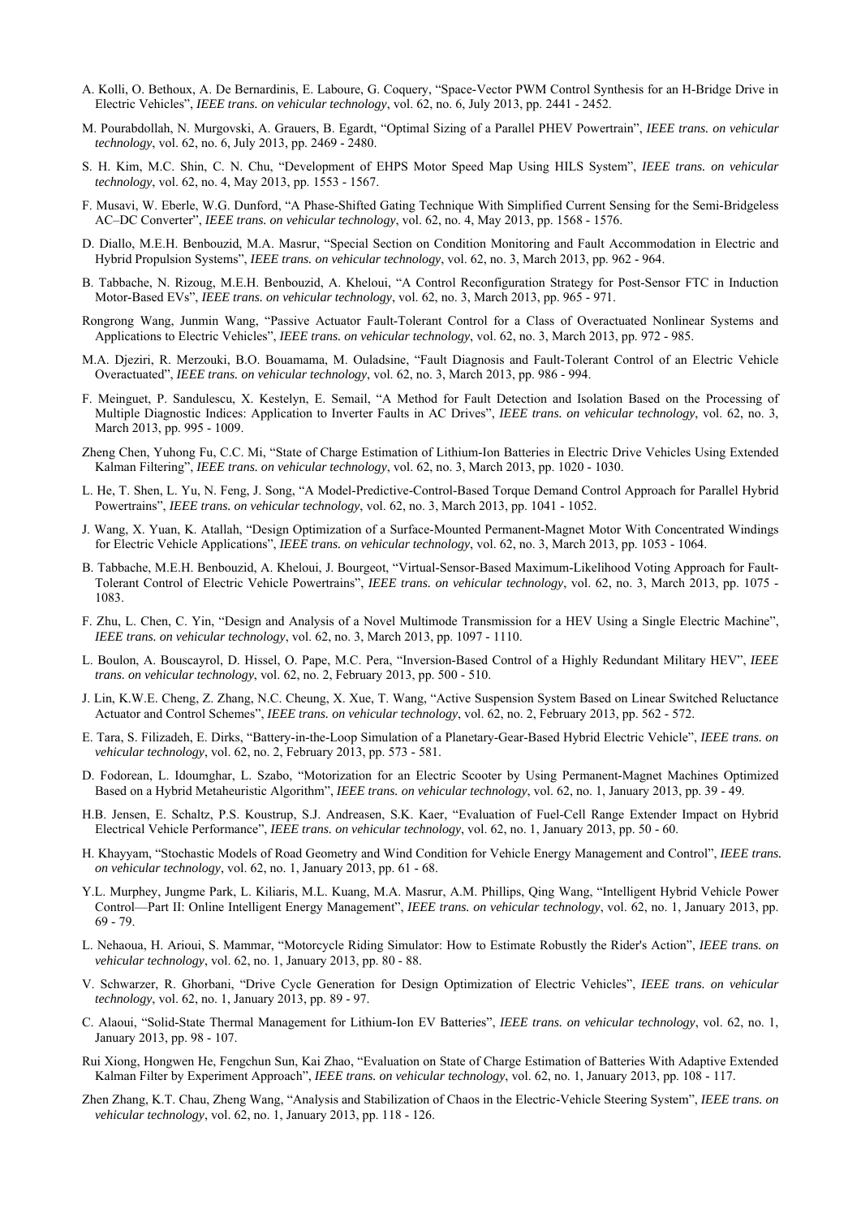A. Kolli, O. Bethoux, A. De Bernardinis, E. Laboure, G. Coquery, “Space-Vector PWM Control Synthesis for an H-Bridge Drive in Electric Vehicles”, *IEEE trans. on vehicular technology*, vol. 62, no. 6, July 2013, pp. 2441 - 2452.

M. Pourabdollah, N. Murgovski, A. Grauers, B. Egardt, “Optimal Sizing of a Parallel PHEV Powertrain”, *IEEE trans. on vehicular technology*, vol. 62, no. 6, July 2013, pp. 2469 - 2480.

S. H. Kim, M.C. Shin, C. N. Chu, “Development of EHPS Motor Speed Map Using HILS System”, *IEEE trans. on vehicular technology*, vol. 62, no. 4, May 2013, pp. 1553 - 1567.

F. Musavi, W. Eberle, W.G. Dunford, “A Phase-Shifted Gating Technique With Simplified Current Sensing for the Semi-Bridgeless AC–DC Converter”, *IEEE trans. on vehicular technology*, vol. 62, no. 4, May 2013, pp. 1568 - 1576.

D. Diallo, M.E.H. Benbouzid, M.A. Masrur, “Special Section on Condition Monitoring and Fault Accommodation in Electric and Hybrid Propulsion Systems”, *IEEE trans. on vehicular technology*, vol. 62, no. 3, March 2013, pp. 962 - 964.

B. Tabbache, N. Rizoug, M.E.H. Benbouzid, A. Kheloui, “A Control Reconfiguration Strategy for Post-Sensor FTC in Induction Motor-Based EVs”, *IEEE trans. on vehicular technology*, vol. 62, no. 3, March 2013, pp. 965 - 971.

Rongrong Wang, Junmin Wang, “Passive Actuator Fault-Tolerant Control for a Class of Overactuated Nonlinear Systems and Applications to Electric Vehicles”, *IEEE trans. on vehicular technology*, vol. 62, no. 3, March 2013, pp. 972 - 985.

M.A. Djeziri, R. Merzouki, B.O. Bouamama, M. Ouladsine, “Fault Diagnosis and Fault-Tolerant Control of an Electric Vehicle Overactuated”, *IEEE trans. on vehicular technology*, vol. 62, no. 3, March 2013, pp. 986 - 994.

F. Meinguet, P. Sandulescu, X. Kestelyn, E. Semail, “A Method for Fault Detection and Isolation Based on the Processing of Multiple Diagnostic Indices: Application to Inverter Faults in AC Drives”, *IEEE trans. on vehicular technology*, vol. 62, no. 3, March 2013, pp. 995 - 1009.

Zheng Chen, Yuhong Fu, C.C. Mi, “State of Charge Estimation of Lithium-Ion Batteries in Electric Drive Vehicles Using Extended Kalman Filtering”, *IEEE trans. on vehicular technology*, vol. 62, no. 3, March 2013, pp. 1020 - 1030.

L. He, T. Shen, L. Yu, N. Feng, J. Song, “A Model-Predictive-Control-Based Torque Demand Control Approach for Parallel Hybrid Powertrains”, *IEEE trans. on vehicular technology*, vol. 62, no. 3, March 2013, pp. 1041 - 1052.

J. Wang, X. Yuan, K. Atallah, “Design Optimization of a Surface-Mounted Permanent-Magnet Motor With Concentrated Windings for Electric Vehicle Applications”, *IEEE trans. on vehicular technology*, vol. 62, no. 3, March 2013, pp. 1053 - 1064.

B. Tabbache, M.E.H. Benbouzid, A. Kheloui, J. Bourgeot, “Virtual-Sensor-Based Maximum-Likelihood Voting Approach for Fault-Tolerant Control of Electric Vehicle Powertrains”, *IEEE trans. on vehicular technology*, vol. 62, no. 3, March 2013, pp. 1075 - 1083.

F. Zhu, L. Chen, C. Yin, “Design and Analysis of a Novel Multimode Transmission for a HEV Using a Single Electric Machine”, *IEEE trans. on vehicular technology*, vol. 62, no. 3, March 2013, pp. 1097 - 1110.

L. Boulon, A. Bouscayrol, D. Hissel, O. Pape, M.C. Pera, “Inversion-Based Control of a Highly Redundant Military HEV”, *IEEE trans. on vehicular technology*, vol. 62, no. 2, February 2013, pp. 500 - 510.

J. Lin, K.W.E. Cheng, Z. Zhang, N.C. Cheung, X. Xue, T. Wang, “Active Suspension System Based on Linear Switched Reluctance Actuator and Control Schemes”, *IEEE trans. on vehicular technology*, vol. 62, no. 2, February 2013, pp. 562 - 572.

E. Tara, S. Filizadeh, E. Dirks, “Battery-in-the-Loop Simulation of a Planetary-Gear-Based Hybrid Electric Vehicle”, *IEEE trans. on vehicular technology*, vol. 62, no. 2, February 2013, pp. 573 - 581.

D. Fodorean, L. Idoumghar, L. Szabo, “Motorization for an Electric Scooter by Using Permanent-Magnet Machines Optimized Based on a Hybrid Metaheuristic Algorithm”, *IEEE trans. on vehicular technology*, vol. 62, no. 1, January 2013, pp. 39 - 49.

H.B. Jensen, E. Schaltz, P.S. Koustrup, S.J. Andreasen, S.K. Kaer, “Evaluation of Fuel-Cell Range Extender Impact on Hybrid Electrical Vehicle Performance”, *IEEE trans. on vehicular technology*, vol. 62, no. 1, January 2013, pp. 50 - 60.

H. Khayyam, “Stochastic Models of Road Geometry and Wind Condition for Vehicle Energy Management and Control”, *IEEE trans. on vehicular technology*, vol. 62, no. 1, January 2013, pp. 61 - 68.

Y.L. Murphey, Jungme Park, L. Kiliaris, M.L. Kuang, M.A. Masrur, A.M. Phillips, Qing Wang, “Intelligent Hybrid Vehicle Power Control—Part II: Online Intelligent Energy Management”, *IEEE trans. on vehicular technology*, vol. 62, no. 1, January 2013, pp. 69 - 79.

L. Nehaoua, H. Arioui, S. Mammar, “Motorcycle Riding Simulator: How to Estimate Robustly the Rider's Action”, *IEEE trans. on vehicular technology*, vol. 62, no. 1, January 2013, pp. 80 - 88.

V. Schwarzer, R. Ghorbani, “Drive Cycle Generation for Design Optimization of Electric Vehicles”, *IEEE trans. on vehicular technology*, vol. 62, no. 1, January 2013, pp. 89 - 97.

C. Alaoui, “Solid-State Thermal Management for Lithium-Ion EV Batteries”, *IEEE trans. on vehicular technology*, vol. 62, no. 1, January 2013, pp. 98 - 107.

Rui Xiong, Hongwen He, Fengchun Sun, Kai Zhao, “Evaluation on State of Charge Estimation of Batteries With Adaptive Extended Kalman Filter by Experiment Approach”, *IEEE trans. on vehicular technology*, vol. 62, no. 1, January 2013, pp. 108 - 117.

Zhen Zhang, K.T. Chau, Zheng Wang, “Analysis and Stabilization of Chaos in the Electric-Vehicle Steering System”, *IEEE trans. on vehicular technology*, vol. 62, no. 1, January 2013, pp. 118 - 126.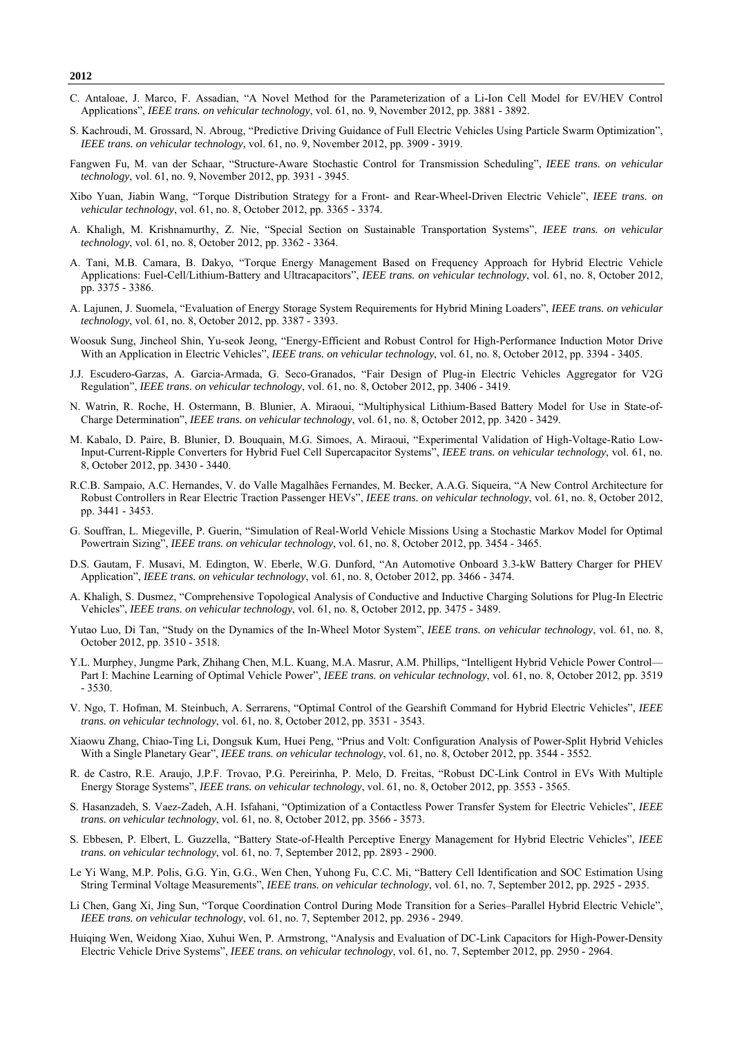**2012**

C. Antaloae, J. Marco, F. Assadian, "A Novel Method for the Parameterization of a Li-Ion Cell Model for EV/HEV Control Applications", *IEEE trans. on vehicular technology*, vol. 61, no. 9, November 2012, pp. 3881 - 3892.

S. Kachroudi, M. Grossard, N. Abroug, "Predictive Driving Guidance of Full Electric Vehicles Using Particle Swarm Optimization", *IEEE trans. on vehicular technology*, vol. 61, no. 9, November 2012, pp. 3909 - 3919.

Fangwen Fu, M. van der Schaar, "Structure-Aware Stochastic Control for Transmission Scheduling", *IEEE trans. on vehicular technology*, vol. 61, no. 9, November 2012, pp. 3931 - 3945.

Xibo Yuan, Jiabin Wang, "Torque Distribution Strategy for a Front- and Rear-Wheel-Driven Electric Vehicle", *IEEE trans. on vehicular technology*, vol. 61, no. 8, October 2012, pp. 3365 - 3374.

A. Khaligh, M. Krishnamurthy, Z. Nie, "Special Section on Sustainable Transportation Systems", *IEEE trans. on vehicular technology*, vol. 61, no. 8, October 2012, pp. 3362 - 3364.

A. Tani, M.B. Camara, B. Dakyo, "Torque Energy Management Based on Frequency Approach for Hybrid Electric Vehicle Applications: Fuel-Cell/Lithium-Battery and Ultracapacitors", *IEEE trans. on vehicular technology*, vol. 61, no. 8, October 2012, pp. 3375 - 3386.

A. Lajunen, J. Suomela, "Evaluation of Energy Storage System Requirements for Hybrid Mining Loaders", *IEEE trans. on vehicular technology*, vol. 61, no. 8, October 2012, pp. 3387 - 3393.

Woosuk Sung, Jincheol Shin, Yu-seok Jeong, "Energy-Efficient and Robust Control for High-Performance Induction Motor Drive With an Application in Electric Vehicles", *IEEE trans. on vehicular technology*, vol. 61, no. 8, October 2012, pp. 3394 - 3405.

J.J. Escudero-Garzas, A. Garcia-Armada, G. Seco-Granados, "Fair Design of Plug-in Electric Vehicles Aggregator for V2G Regulation", *IEEE trans. on vehicular technology*, vol. 61, no. 8, October 2012, pp. 3406 - 3419.

N. Watrin, R. Roche, H. Ostermann, B. Blunier, A. Miraoui, "Multiphysical Lithium-Based Battery Model for Use in State-of-Charge Determination", *IEEE trans. on vehicular technology*, vol. 61, no. 8, October 2012, pp. 3420 - 3429.

M. Kabalo, D. Paire, B. Blunier, D. Bouquain, M.G. Simoes, A. Miraoui, "Experimental Validation of High-Voltage-Ratio Low-Input-Current-Ripple Converters for Hybrid Fuel Cell Supercapacitor Systems", *IEEE trans. on vehicular technology*, vol. 61, no. 8, October 2012, pp. 3430 - 3440.

R.C.B. Sampaio, A.C. Hernandes, V. do Valle Magalhães Fernandes, M. Becker, A.A.G. Siqueira, "A New Control Architecture for Robust Controllers in Rear Electric Traction Passenger HEVs", *IEEE trans. on vehicular technology*, vol. 61, no. 8, October 2012, pp. 3441 - 3453.

G. Souffran, L. Miegeville, P. Guerin, "Simulation of Real-World Vehicle Missions Using a Stochastic Markov Model for Optimal Powertrain Sizing", *IEEE trans. on vehicular technology*, vol. 61, no. 8, October 2012, pp. 3454 - 3465.

D.S. Gautam, F. Musavi, M. Edington, W. Eberle, W.G. Dunford, "An Automotive Onboard 3.3-kW Battery Charger for PHEV Application", *IEEE trans. on vehicular technology*, vol. 61, no. 8, October 2012, pp. 3466 - 3474.

A. Khaligh, S. Dusmez, "Comprehensive Topological Analysis of Conductive and Inductive Charging Solutions for Plug-In Electric Vehicles", *IEEE trans. on vehicular technology*, vol. 61, no. 8, October 2012, pp. 3475 - 3489.

Yutao Luo, Di Tan, "Study on the Dynamics of the In-Wheel Motor System", *IEEE trans. on vehicular technology*, vol. 61, no. 8, October 2012, pp. 3510 - 3518.

Y.L. Murphey, Jungme Park, Zhihang Chen, M.L. Kuang, M.A. Masrur, A.M. Phillips, "Intelligent Hybrid Vehicle Power Control—Part I: Machine Learning of Optimal Vehicle Power", *IEEE trans. on vehicular technology*, vol. 61, no. 8, October 2012, pp. 3519 - 3530.

V. Ngo, T. Hofman, M. Steinbuch, A. Serrarens, "Optimal Control of the Gearshift Command for Hybrid Electric Vehicles", *IEEE trans. on vehicular technology*, vol. 61, no. 8, October 2012, pp. 3531 - 3543.

Xiaowu Zhang, Chiao-Ting Li, Dongsuk Kum, Huei Peng, "Prius and Volt: Configuration Analysis of Power-Split Hybrid Vehicles With a Single Planetary Gear", *IEEE trans. on vehicular technology*, vol. 61, no. 8, October 2012, pp. 3544 - 3552.

R. de Castro, R.E. Araujo, J.P.F. Trovao, P.G. Pereirinha, P. Melo, D. Freitas, "Robust DC-Link Control in EVs With Multiple Energy Storage Systems", *IEEE trans. on vehicular technology*, vol. 61, no. 8, October 2012, pp. 3553 - 3565.

S. Hasanzadeh, S. Vaez-Zadeh, A.H. Isfahani, "Optimization of a Contactless Power Transfer System for Electric Vehicles", *IEEE trans. on vehicular technology*, vol. 61, no. 8, October 2012, pp. 3566 - 3573.

S. Ebbesen, P. Elbert, L. Guzzella, "Battery State-of-Health Perceptive Energy Management for Hybrid Electric Vehicles", *IEEE trans. on vehicular technology*, vol. 61, no. 7, September 2012, pp. 2893 - 2900.

Le Yi Wang, M.P. Polis, G.G. Yin, G.G., Wen Chen, Yuhong Fu, C.C. Mi, "Battery Cell Identification and SOC Estimation Using String Terminal Voltage Measurements", *IEEE trans. on vehicular technology*, vol. 61, no. 7, September 2012, pp. 2925 - 2935.

Li Chen, Gang Xi, Jing Sun, "Torque Coordination Control During Mode Transition for a Series–Parallel Hybrid Electric Vehicle", *IEEE trans. on vehicular technology*, vol. 61, no. 7, September 2012, pp. 2936 - 2949.

Huiqing Wen, Weidong Xiao, Xuhui Wen, P. Armstrong, "Analysis and Evaluation of DC-Link Capacitors for High-Power-Density Electric Vehicle Drive Systems", *IEEE trans. on vehicular technology*, vol. 61, no. 7, September 2012, pp. 2950 - 2964.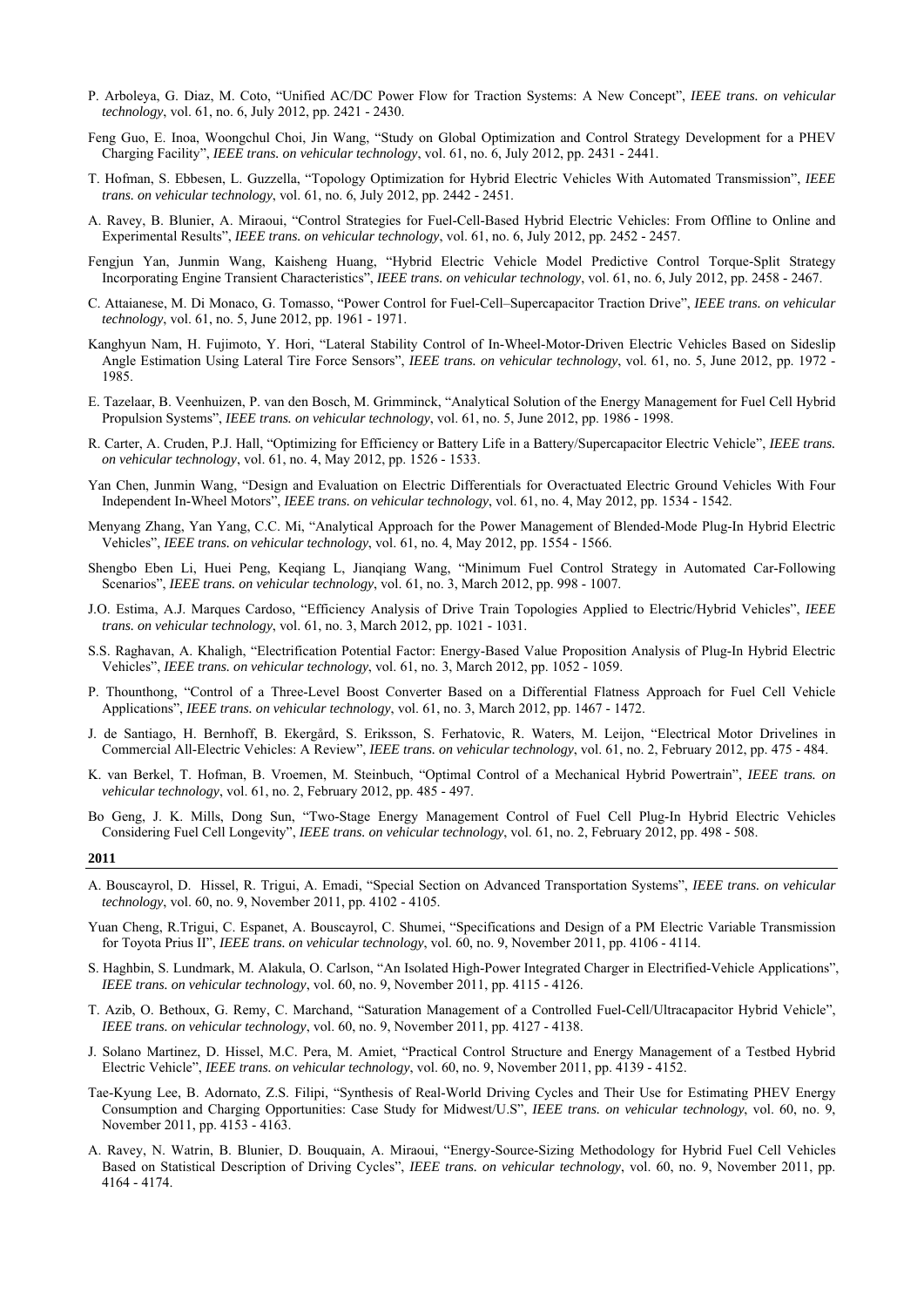P. Arboleya, G. Diaz, M. Coto, "Unified AC/DC Power Flow for Traction Systems: A New Concept", *IEEE trans. on vehicular technology*, vol. 61, no. 6, July 2012, pp. 2421 - 2430.

Feng Guo, E. Inoa, Woongchul Choi, Jin Wang, "Study on Global Optimization and Control Strategy Development for a PHEV Charging Facility", *IEEE trans. on vehicular technology*, vol. 61, no. 6, July 2012, pp. 2431 - 2441.

T. Hofman, S. Ebbesen, L. Guzzella, "Topology Optimization for Hybrid Electric Vehicles With Automated Transmission", *IEEE trans. on vehicular technology*, vol. 61, no. 6, July 2012, pp. 2442 - 2451.

A. Ravey, B. Blunier, A. Miraoui, "Control Strategies for Fuel-Cell-Based Hybrid Electric Vehicles: From Offline to Online and Experimental Results", *IEEE trans. on vehicular technology*, vol. 61, no. 6, July 2012, pp. 2452 - 2457.

Fengjun Yan, Junmin Wang, Kaisheng Huang, "Hybrid Electric Vehicle Model Predictive Control Torque-Split Strategy Incorporating Engine Transient Characteristics", *IEEE trans. on vehicular technology*, vol. 61, no. 6, July 2012, pp. 2458 - 2467.

C. Attaianese, M. Di Monaco, G. Tomasso, "Power Control for Fuel-Cell–Supercapacitor Traction Drive", *IEEE trans. on vehicular technology*, vol. 61, no. 5, June 2012, pp. 1961 - 1971.

Kanghyun Nam, H. Fujimoto, Y. Hori, "Lateral Stability Control of In-Wheel-Motor-Driven Electric Vehicles Based on Sideslip Angle Estimation Using Lateral Tire Force Sensors", *IEEE trans. on vehicular technology*, vol. 61, no. 5, June 2012, pp. 1972 - 1985.

E. Tazelaar, B. Veenhuizen, P. van den Bosch, M. Grimminck, "Analytical Solution of the Energy Management for Fuel Cell Hybrid Propulsion Systems", *IEEE trans. on vehicular technology*, vol. 61, no. 5, June 2012, pp. 1986 - 1998.

R. Carter, A. Cruden, P.J. Hall, "Optimizing for Efficiency or Battery Life in a Battery/Supercapacitor Electric Vehicle", *IEEE trans. on vehicular technology*, vol. 61, no. 4, May 2012, pp. 1526 - 1533.

Yan Chen, Junmin Wang, "Design and Evaluation on Electric Differentials for Overactuated Electric Ground Vehicles With Four Independent In-Wheel Motors", *IEEE trans. on vehicular technology*, vol. 61, no. 4, May 2012, pp. 1534 - 1542.

Menyang Zhang, Yan Yang, C.C. Mi, "Analytical Approach for the Power Management of Blended-Mode Plug-In Hybrid Electric Vehicles", *IEEE trans. on vehicular technology*, vol. 61, no. 4, May 2012, pp. 1554 - 1566.

Shengbo Eben Li, Huei Peng, Keqiang L, Jianqiang Wang, "Minimum Fuel Control Strategy in Automated Car-Following Scenarios", *IEEE trans. on vehicular technology*, vol. 61, no. 3, March 2012, pp. 998 - 1007.

J.O. Estima, A.J. Marques Cardoso, "Efficiency Analysis of Drive Train Topologies Applied to Electric/Hybrid Vehicles", *IEEE trans. on vehicular technology*, vol. 61, no. 3, March 2012, pp. 1021 - 1031.

S.S. Raghavan, A. Khaligh, "Electrification Potential Factor: Energy-Based Value Proposition Analysis of Plug-In Hybrid Electric Vehicles", *IEEE trans. on vehicular technology*, vol. 61, no. 3, March 2012, pp. 1052 - 1059.

P. Thounthong, "Control of a Three-Level Boost Converter Based on a Differential Flatness Approach for Fuel Cell Vehicle Applications", *IEEE trans. on vehicular technology*, vol. 61, no. 3, March 2012, pp. 1467 - 1472.

J. de Santiago, H. Bernhoff, B. Ekergård, S. Eriksson, S. Ferhatovic, R. Waters, M. Leijon, "Electrical Motor Drivelines in Commercial All-Electric Vehicles: A Review", *IEEE trans. on vehicular technology*, vol. 61, no. 2, February 2012, pp. 475 - 484.

K. van Berkel, T. Hofman, B. Vroemen, M. Steinbuch, "Optimal Control of a Mechanical Hybrid Powertrain", *IEEE trans. on vehicular technology*, vol. 61, no. 2, February 2012, pp. 485 - 497.

Bo Geng, J. K. Mills, Dong Sun, "Two-Stage Energy Management Control of Fuel Cell Plug-In Hybrid Electric Vehicles Considering Fuel Cell Longevity", *IEEE trans. on vehicular technology*, vol. 61, no. 2, February 2012, pp. 498 - 508.

**2011**

A. Bouscayrol, D. Hissel, R. Trigui, A. Emadi, "Special Section on Advanced Transportation Systems", *IEEE trans. on vehicular technology*, vol. 60, no. 9, November 2011, pp. 4102 - 4105.

Yuan Cheng, R.Trigui, C. Espanet, A. Bouscayrol, C. Shumei, "Specifications and Design of a PM Electric Variable Transmission for Toyota Prius II", *IEEE trans. on vehicular technology*, vol. 60, no. 9, November 2011, pp. 4106 - 4114.

S. Haghbin, S. Lundmark, M. Alakula, O. Carlson, "An Isolated High-Power Integrated Charger in Electrified-Vehicle Applications", *IEEE trans. on vehicular technology*, vol. 60, no. 9, November 2011, pp. 4115 - 4126.

T. Azib, O. Bethoux, G. Remy, C. Marchand, "Saturation Management of a Controlled Fuel-Cell/Ultracapacitor Hybrid Vehicle", *IEEE trans. on vehicular technology*, vol. 60, no. 9, November 2011, pp. 4127 - 4138.

J. Solano Martinez, D. Hissel, M.C. Pera, M. Amiet, "Practical Control Structure and Energy Management of a Testbed Hybrid Electric Vehicle", *IEEE trans. on vehicular technology*, vol. 60, no. 9, November 2011, pp. 4139 - 4152.

Tae-Kyung Lee, B. Adornato, Z.S. Filipi, "Synthesis of Real-World Driving Cycles and Their Use for Estimating PHEV Energy Consumption and Charging Opportunities: Case Study for Midwest/U.S", *IEEE trans. on vehicular technology*, vol. 60, no. 9, November 2011, pp. 4153 - 4163.

A. Ravey, N. Watrin, B. Blunier, D. Bouquain, A. Miraoui, "Energy-Source-Sizing Methodology for Hybrid Fuel Cell Vehicles Based on Statistical Description of Driving Cycles", *IEEE trans. on vehicular technology*, vol. 60, no. 9, November 2011, pp. 4164 - 4174.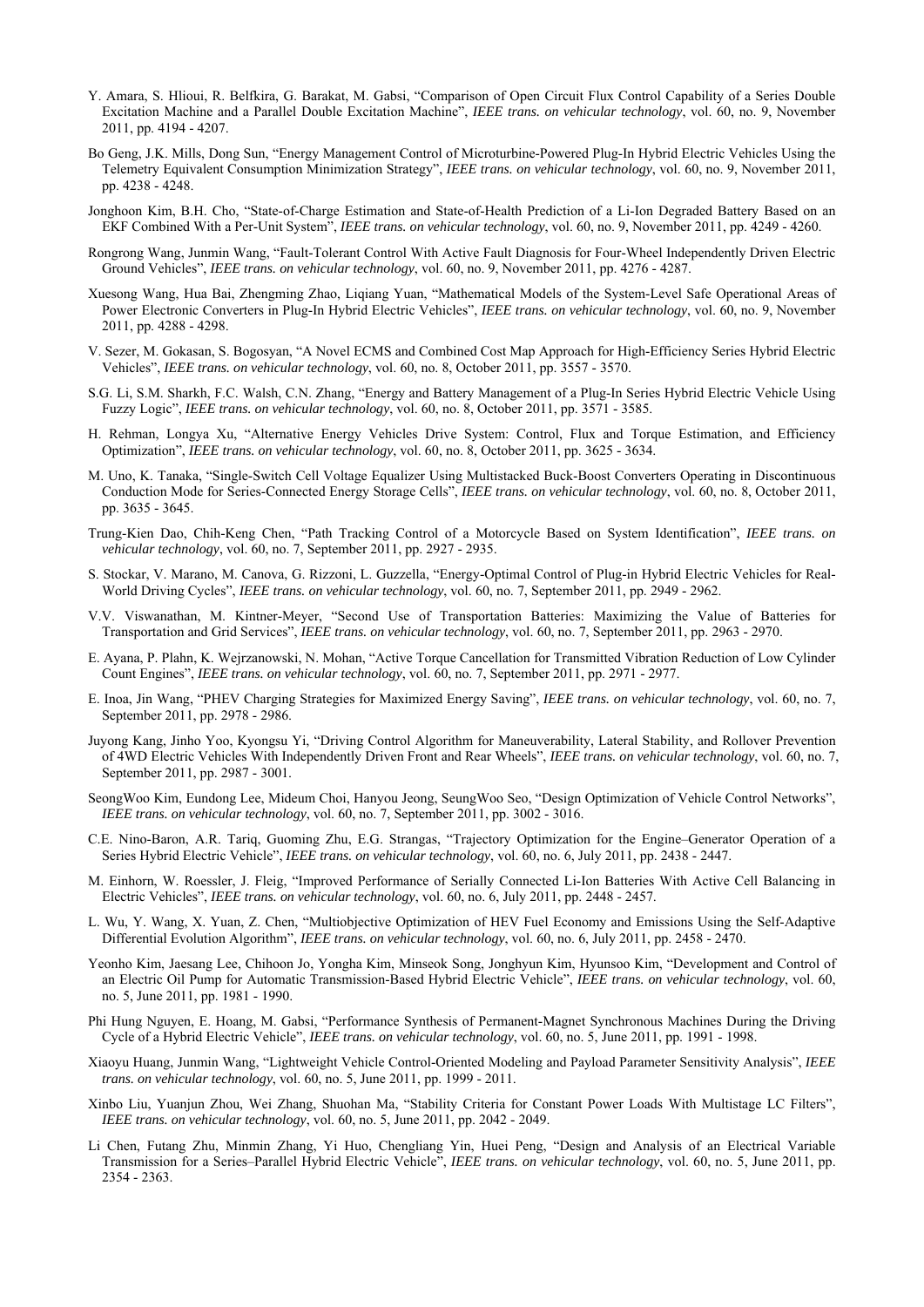Y. Amara, S. Hlioui, R. Belfkira, G. Barakat, M. Gabsi, "Comparison of Open Circuit Flux Control Capability of a Series Double Excitation Machine and a Parallel Double Excitation Machine", *IEEE trans. on vehicular technology*, vol. 60, no. 9, November 2011, pp. 4194 - 4207.

Bo Geng, J.K. Mills, Dong Sun, "Energy Management Control of Microturbine-Powered Plug-In Hybrid Electric Vehicles Using the Telemetry Equivalent Consumption Minimization Strategy", *IEEE trans. on vehicular technology*, vol. 60, no. 9, November 2011, pp. 4238 - 4248.

Jonghoon Kim, B.H. Cho, "State-of-Charge Estimation and State-of-Health Prediction of a Li-Ion Degraded Battery Based on an EKF Combined With a Per-Unit System", *IEEE trans. on vehicular technology*, vol. 60, no. 9, November 2011, pp. 4249 - 4260.

Rongrong Wang, Junmin Wang, "Fault-Tolerant Control With Active Fault Diagnosis for Four-Wheel Independently Driven Electric Ground Vehicles", *IEEE trans. on vehicular technology*, vol. 60, no. 9, November 2011, pp. 4276 - 4287.

Xuesong Wang, Hua Bai, Zhengming Zhao, Liqiang Yuan, "Mathematical Models of the System-Level Safe Operational Areas of Power Electronic Converters in Plug-In Hybrid Electric Vehicles", *IEEE trans. on vehicular technology*, vol. 60, no. 9, November 2011, pp. 4288 - 4298.

V. Sezer, M. Gokasan, S. Bogosyan, "A Novel ECMS and Combined Cost Map Approach for High-Efficiency Series Hybrid Electric Vehicles", *IEEE trans. on vehicular technology*, vol. 60, no. 8, October 2011, pp. 3557 - 3570.

S.G. Li, S.M. Sharkh, F.C. Walsh, C.N. Zhang, "Energy and Battery Management of a Plug-In Series Hybrid Electric Vehicle Using Fuzzy Logic", *IEEE trans. on vehicular technology*, vol. 60, no. 8, October 2011, pp. 3571 - 3585.

H. Rehman, Longya Xu, "Alternative Energy Vehicles Drive System: Control, Flux and Torque Estimation, and Efficiency Optimization", *IEEE trans. on vehicular technology*, vol. 60, no. 8, October 2011, pp. 3625 - 3634.

M. Uno, K. Tanaka, "Single-Switch Cell Voltage Equalizer Using Multistacked Buck-Boost Converters Operating in Discontinuous Conduction Mode for Series-Connected Energy Storage Cells", *IEEE trans. on vehicular technology*, vol. 60, no. 8, October 2011, pp. 3635 - 3645.

Trung-Kien Dao, Chih-Keng Chen, "Path Tracking Control of a Motorcycle Based on System Identification", *IEEE trans. on vehicular technology*, vol. 60, no. 7, September 2011, pp. 2927 - 2935.

S. Stockar, V. Marano, M. Canova, G. Rizzoni, L. Guzzella, "Energy-Optimal Control of Plug-in Hybrid Electric Vehicles for Real-World Driving Cycles", *IEEE trans. on vehicular technology*, vol. 60, no. 7, September 2011, pp. 2949 - 2962.

V.V. Viswanathan, M. Kintner-Meyer, "Second Use of Transportation Batteries: Maximizing the Value of Batteries for Transportation and Grid Services", *IEEE trans. on vehicular technology*, vol. 60, no. 7, September 2011, pp. 2963 - 2970.

E. Ayana, P. Plahn, K. Wejrzanowski, N. Mohan, "Active Torque Cancellation for Transmitted Vibration Reduction of Low Cylinder Count Engines", *IEEE trans. on vehicular technology*, vol. 60, no. 7, September 2011, pp. 2971 - 2977.

E. Inoa, Jin Wang, "PHEV Charging Strategies for Maximized Energy Saving", *IEEE trans. on vehicular technology*, vol. 60, no. 7, September 2011, pp. 2978 - 2986.

Juyong Kang, Jinho Yoo, Kyongsu Yi, "Driving Control Algorithm for Maneuverability, Lateral Stability, and Rollover Prevention of 4WD Electric Vehicles With Independently Driven Front and Rear Wheels", *IEEE trans. on vehicular technology*, vol. 60, no. 7, September 2011, pp. 2987 - 3001.

SeongWoo Kim, Eundong Lee, Mideum Choi, Hanyou Jeong, SeungWoo Seo, "Design Optimization of Vehicle Control Networks", *IEEE trans. on vehicular technology*, vol. 60, no. 7, September 2011, pp. 3002 - 3016.

C.E. Nino-Baron, A.R. Tariq, Guoming Zhu, E.G. Strangas, "Trajectory Optimization for the Engine–Generator Operation of a Series Hybrid Electric Vehicle", *IEEE trans. on vehicular technology*, vol. 60, no. 6, July 2011, pp. 2438 - 2447.

M. Einhorn, W. Roessler, J. Fleig, "Improved Performance of Serially Connected Li-Ion Batteries With Active Cell Balancing in Electric Vehicles", *IEEE trans. on vehicular technology*, vol. 60, no. 6, July 2011, pp. 2448 - 2457.

L. Wu, Y. Wang, X. Yuan, Z. Chen, "Multiobjective Optimization of HEV Fuel Economy and Emissions Using the Self-Adaptive Differential Evolution Algorithm", *IEEE trans. on vehicular technology*, vol. 60, no. 6, July 2011, pp. 2458 - 2470.

Yeonho Kim, Jaesang Lee, Chihoon Jo, Yongha Kim, Minseok Song, Jonghyun Kim, Hyunsoo Kim, "Development and Control of an Electric Oil Pump for Automatic Transmission-Based Hybrid Electric Vehicle", *IEEE trans. on vehicular technology*, vol. 60, no. 5, June 2011, pp. 1981 - 1990.

Phi Hung Nguyen, E. Hoang, M. Gabsi, "Performance Synthesis of Permanent-Magnet Synchronous Machines During the Driving Cycle of a Hybrid Electric Vehicle", *IEEE trans. on vehicular technology*, vol. 60, no. 5, June 2011, pp. 1991 - 1998.

Xiaoyu Huang, Junmin Wang, "Lightweight Vehicle Control-Oriented Modeling and Payload Parameter Sensitivity Analysis", *IEEE trans. on vehicular technology*, vol. 60, no. 5, June 2011, pp. 1999 - 2011.

Xinbo Liu, Yuanjun Zhou, Wei Zhang, Shuohan Ma, "Stability Criteria for Constant Power Loads With Multistage LC Filters", *IEEE trans. on vehicular technology*, vol. 60, no. 5, June 2011, pp. 2042 - 2049.

Li Chen, Futang Zhu, Minmin Zhang, Yi Huo, Chengliang Yin, Huei Peng, "Design and Analysis of an Electrical Variable Transmission for a Series–Parallel Hybrid Electric Vehicle", *IEEE trans. on vehicular technology*, vol. 60, no. 5, June 2011, pp. 2354 - 2363.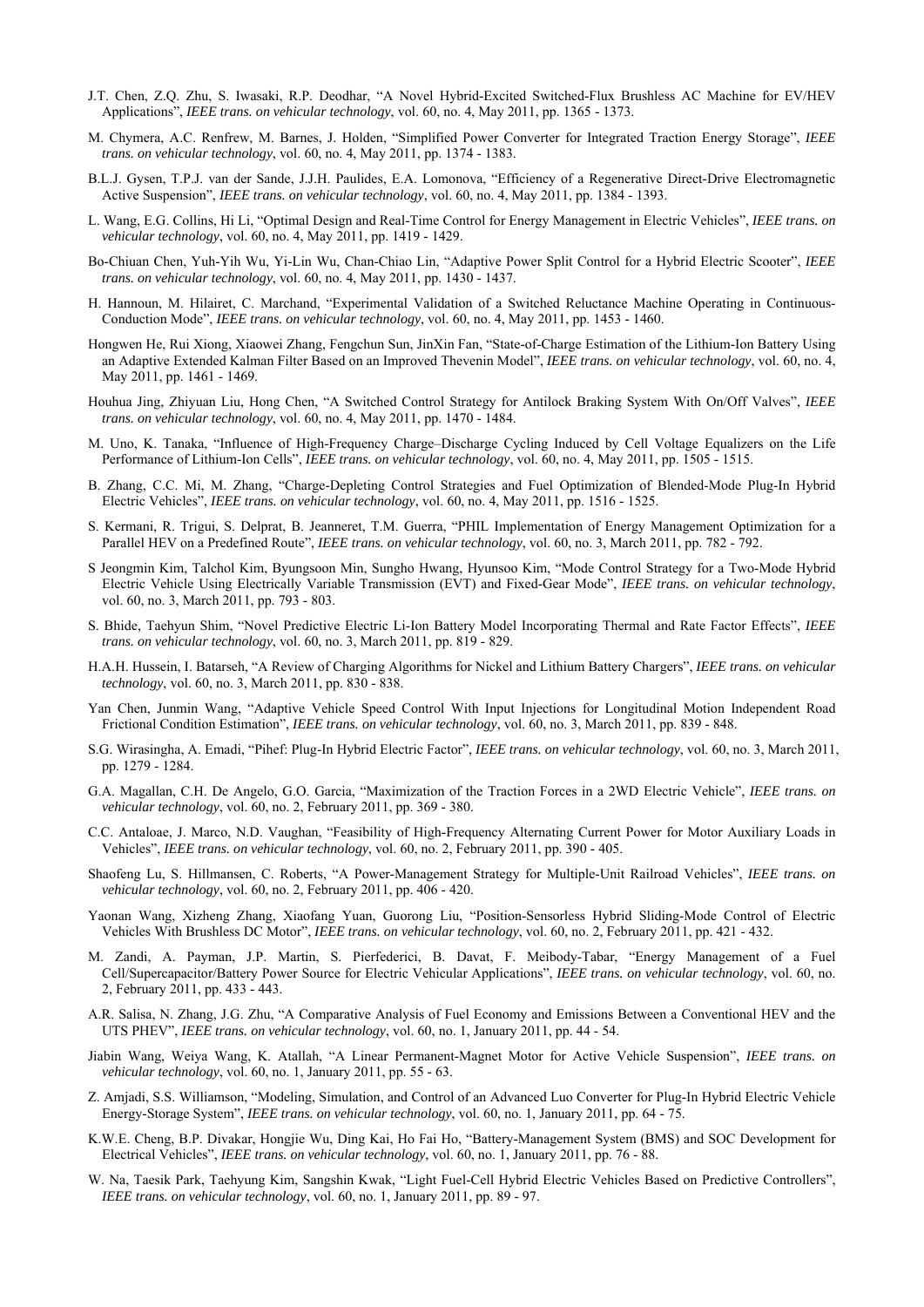J.T. Chen, Z.Q. Zhu, S. Iwasaki, R.P. Deodhar, "A Novel Hybrid-Excited Switched-Flux Brushless AC Machine for EV/HEV Applications", *IEEE trans. on vehicular technology*, vol. 60, no. 4, May 2011, pp. 1365 - 1373.

M. Chymera, A.C. Renfrew, M. Barnes, J. Holden, "Simplified Power Converter for Integrated Traction Energy Storage", *IEEE trans. on vehicular technology*, vol. 60, no. 4, May 2011, pp. 1374 - 1383.

B.L.J. Gysen, T.P.J. van der Sande, J.J.H. Paulides, E.A. Lomonova, "Efficiency of a Regenerative Direct-Drive Electromagnetic Active Suspension", *IEEE trans. on vehicular technology*, vol. 60, no. 4, May 2011, pp. 1384 - 1393.

L. Wang, E.G. Collins, Hi Li, "Optimal Design and Real-Time Control for Energy Management in Electric Vehicles", *IEEE trans. on vehicular technology*, vol. 60, no. 4, May 2011, pp. 1419 - 1429.

Bo-Chiuan Chen, Yuh-Yih Wu, Yi-Lin Wu, Chan-Chiao Lin, "Adaptive Power Split Control for a Hybrid Electric Scooter", *IEEE trans. on vehicular technology*, vol. 60, no. 4, May 2011, pp. 1430 - 1437.

H. Hannoun, M. Hilairet, C. Marchand, "Experimental Validation of a Switched Reluctance Machine Operating in Continuous-Conduction Mode", *IEEE trans. on vehicular technology*, vol. 60, no. 4, May 2011, pp. 1453 - 1460.

Hongwen He, Rui Xiong, Xiaowei Zhang, Fengchun Sun, JinXin Fan, "State-of-Charge Estimation of the Lithium-Ion Battery Using an Adaptive Extended Kalman Filter Based on an Improved Thevenin Model", *IEEE trans. on vehicular technology*, vol. 60, no. 4, May 2011, pp. 1461 - 1469.

Houhua Jing, Zhiyuan Liu, Hong Chen, "A Switched Control Strategy for Antilock Braking System With On/Off Valves", *IEEE trans. on vehicular technology*, vol. 60, no. 4, May 2011, pp. 1470 - 1484.

M. Uno, K. Tanaka, "Influence of High-Frequency Charge–Discharge Cycling Induced by Cell Voltage Equalizers on the Life Performance of Lithium-Ion Cells", *IEEE trans. on vehicular technology*, vol. 60, no. 4, May 2011, pp. 1505 - 1515.

B. Zhang, C.C. Mi, M. Zhang, "Charge-Depleting Control Strategies and Fuel Optimization of Blended-Mode Plug-In Hybrid Electric Vehicles", *IEEE trans. on vehicular technology*, vol. 60, no. 4, May 2011, pp. 1516 - 1525.

S. Kermani, R. Trigui, S. Delprat, B. Jeanneret, T.M. Guerra, "PHIL Implementation of Energy Management Optimization for a Parallel HEV on a Predefined Route", *IEEE trans. on vehicular technology*, vol. 60, no. 3, March 2011, pp. 782 - 792.

S Jeongmin Kim, Talchol Kim, Byungsoon Min, Sungho Hwang, Hyunsoo Kim, "Mode Control Strategy for a Two-Mode Hybrid Electric Vehicle Using Electrically Variable Transmission (EVT) and Fixed-Gear Mode", *IEEE trans. on vehicular technology*, vol. 60, no. 3, March 2011, pp. 793 - 803.

S. Bhide, Taehyun Shim, "Novel Predictive Electric Li-Ion Battery Model Incorporating Thermal and Rate Factor Effects", *IEEE trans. on vehicular technology*, vol. 60, no. 3, March 2011, pp. 819 - 829.

H.A.H. Hussein, I. Batarseh, "A Review of Charging Algorithms for Nickel and Lithium Battery Chargers", *IEEE trans. on vehicular technology*, vol. 60, no. 3, March 2011, pp. 830 - 838.

Yan Chen, Junmin Wang, "Adaptive Vehicle Speed Control With Input Injections for Longitudinal Motion Independent Road Frictional Condition Estimation", *IEEE trans. on vehicular technology*, vol. 60, no. 3, March 2011, pp. 839 - 848.

S.G. Wirasingha, A. Emadi, "Pihef: Plug-In Hybrid Electric Factor", *IEEE trans. on vehicular technology*, vol. 60, no. 3, March 2011, pp. 1279 - 1284.

G.A. Magallan, C.H. De Angelo, G.O. Garcia, "Maximization of the Traction Forces in a 2WD Electric Vehicle", *IEEE trans. on vehicular technology*, vol. 60, no. 2, February 2011, pp. 369 - 380.

C.C. Antaloae, J. Marco, N.D. Vaughan, "Feasibility of High-Frequency Alternating Current Power for Motor Auxiliary Loads in Vehicles", *IEEE trans. on vehicular technology*, vol. 60, no. 2, February 2011, pp. 390 - 405.

Shaofeng Lu, S. Hillmansen, C. Roberts, "A Power-Management Strategy for Multiple-Unit Railroad Vehicles", *IEEE trans. on vehicular technology*, vol. 60, no. 2, February 2011, pp. 406 - 420.

Yaonan Wang, Xizheng Zhang, Xiaofang Yuan, Guorong Liu, "Position-Sensorless Hybrid Sliding-Mode Control of Electric Vehicles With Brushless DC Motor", *IEEE trans. on vehicular technology*, vol. 60, no. 2, February 2011, pp. 421 - 432.

M. Zandi, A. Payman, J.P. Martin, S. Pierfederici, B. Davat, F. Meibody-Tabar, "Energy Management of a Fuel Cell/Supercapacitor/Battery Power Source for Electric Vehicular Applications", *IEEE trans. on vehicular technology*, vol. 60, no. 2, February 2011, pp. 433 - 443.

A.R. Salisa, N. Zhang, J.G. Zhu, "A Comparative Analysis of Fuel Economy and Emissions Between a Conventional HEV and the UTS PHEV", *IEEE trans. on vehicular technology*, vol. 60, no. 1, January 2011, pp. 44 - 54.

Jiabin Wang, Weiya Wang, K. Atallah, "A Linear Permanent-Magnet Motor for Active Vehicle Suspension", *IEEE trans. on vehicular technology*, vol. 60, no. 1, January 2011, pp. 55 - 63.

Z. Amjadi, S.S. Williamson, "Modeling, Simulation, and Control of an Advanced Luo Converter for Plug-In Hybrid Electric Vehicle Energy-Storage System", *IEEE trans. on vehicular technology*, vol. 60, no. 1, January 2011, pp. 64 - 75.

K.W.E. Cheng, B.P. Divakar, Hongjie Wu, Ding Kai, Ho Fai Ho, "Battery-Management System (BMS) and SOC Development for Electrical Vehicles", *IEEE trans. on vehicular technology*, vol. 60, no. 1, January 2011, pp. 76 - 88.

W. Na, Taesik Park, Taehyung Kim, Sangshin Kwak, "Light Fuel-Cell Hybrid Electric Vehicles Based on Predictive Controllers", *IEEE trans. on vehicular technology*, vol. 60, no. 1, January 2011, pp. 89 - 97.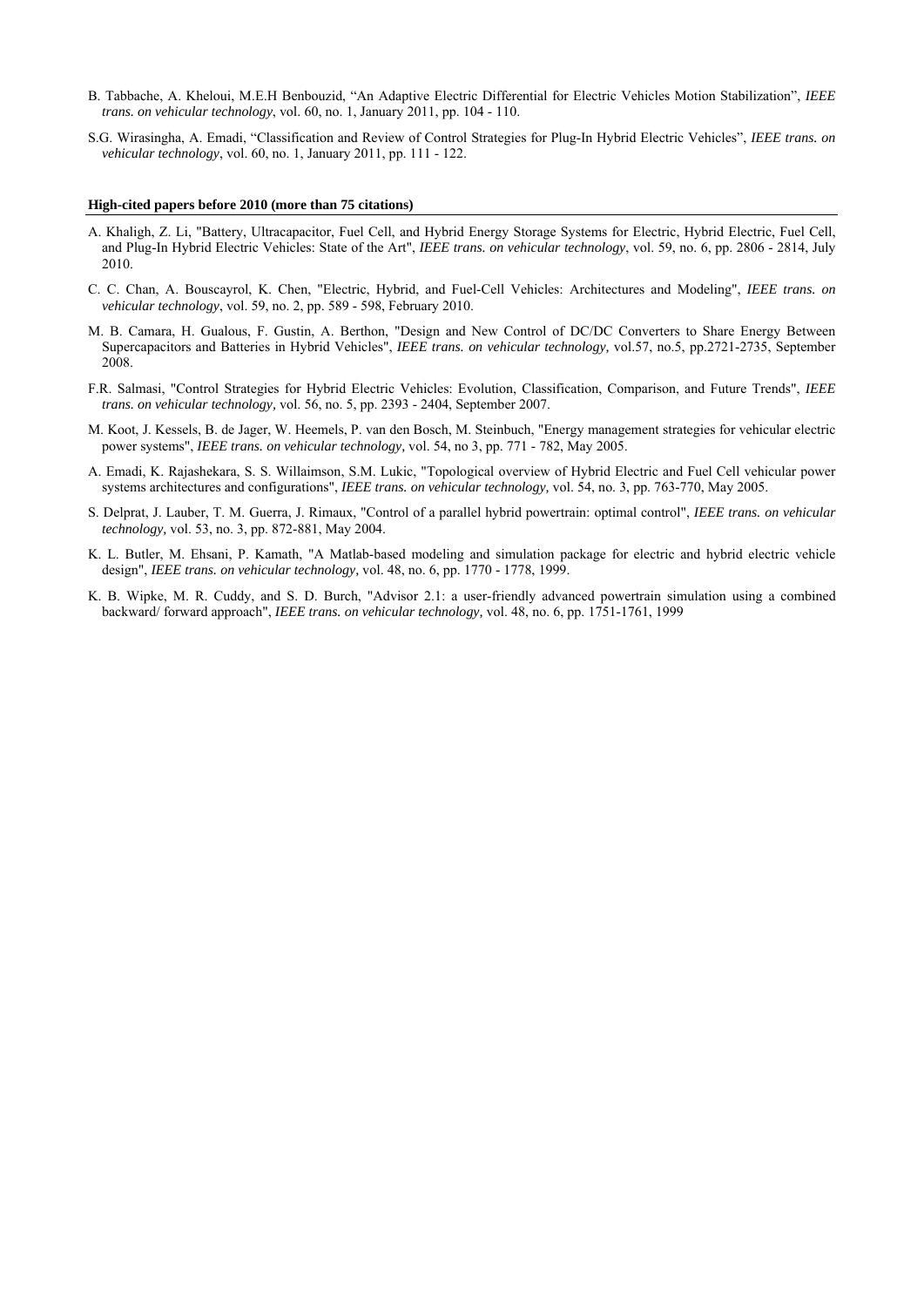B. Tabbache, A. Kheloui, M.E.H Benbouzid, "An Adaptive Electric Differential for Electric Vehicles Motion Stabilization", *IEEE trans. on vehicular technology*, vol. 60, no. 1, January 2011, pp. 104 - 110.

S.G. Wirasingha, A. Emadi, "Classification and Review of Control Strategies for Plug-In Hybrid Electric Vehicles", *IEEE trans. on vehicular technology*, vol. 60, no. 1, January 2011, pp. 111 - 122.

**High-cited papers before 2010 (more than 75 citations)**

A. Khaligh, Z. Li, "Battery, Ultracapacitor, Fuel Cell, and Hybrid Energy Storage Systems for Electric, Hybrid Electric, Fuel Cell, and Plug-In Hybrid Electric Vehicles: State of the Art", *IEEE trans. on vehicular technology*, vol. 59, no. 6, pp. 2806 - 2814, July 2010.

C. C. Chan, A. Bouscayrol, K. Chen, "Electric, Hybrid, and Fuel-Cell Vehicles: Architectures and Modeling", *IEEE trans. on vehicular technology*, vol. 59, no. 2, pp. 589 - 598, February 2010.

M. B. Camara, H. Gualous, F. Gustin, A. Berthon, "Design and New Control of DC/DC Converters to Share Energy Between Supercapacitors and Batteries in Hybrid Vehicles", *IEEE trans. on vehicular technology,* vol.57, no.5, pp.2721-2735, September 2008.

F.R. Salmasi, "Control Strategies for Hybrid Electric Vehicles: Evolution, Classification, Comparison, and Future Trends", *IEEE trans. on vehicular technology,* vol. 56, no. 5, pp. 2393 - 2404, September 2007.

M. Koot, J. Kessels, B. de Jager, W. Heemels, P. van den Bosch, M. Steinbuch, "Energy management strategies for vehicular electric power systems", *IEEE trans. on vehicular technology,* vol. 54, no 3, pp. 771 - 782, May 2005.

A. Emadi, K. Rajashekara, S. S. Willaimson, S.M. Lukic, "Topological overview of Hybrid Electric and Fuel Cell vehicular power systems architectures and configurations", *IEEE trans. on vehicular technology,* vol. 54, no. 3, pp. 763-770, May 2005.

S. Delprat, J. Lauber, T. M. Guerra, J. Rimaux, "Control of a parallel hybrid powertrain: optimal control", *IEEE trans. on vehicular technology,* vol. 53, no. 3, pp. 872-881, May 2004.

K. L. Butler, M. Ehsani, P. Kamath, "A Matlab-based modeling and simulation package for electric and hybrid electric vehicle design", *IEEE trans. on vehicular technology,* vol. 48, no. 6, pp. 1770 - 1778, 1999.

K. B. Wipke, M. R. Cuddy, and S. D. Burch, "Advisor 2.1: a user-friendly advanced powertrain simulation using a combined backward/ forward approach", *IEEE trans. on vehicular technology,* vol. 48, no. 6, pp. 1751-1761, 1999